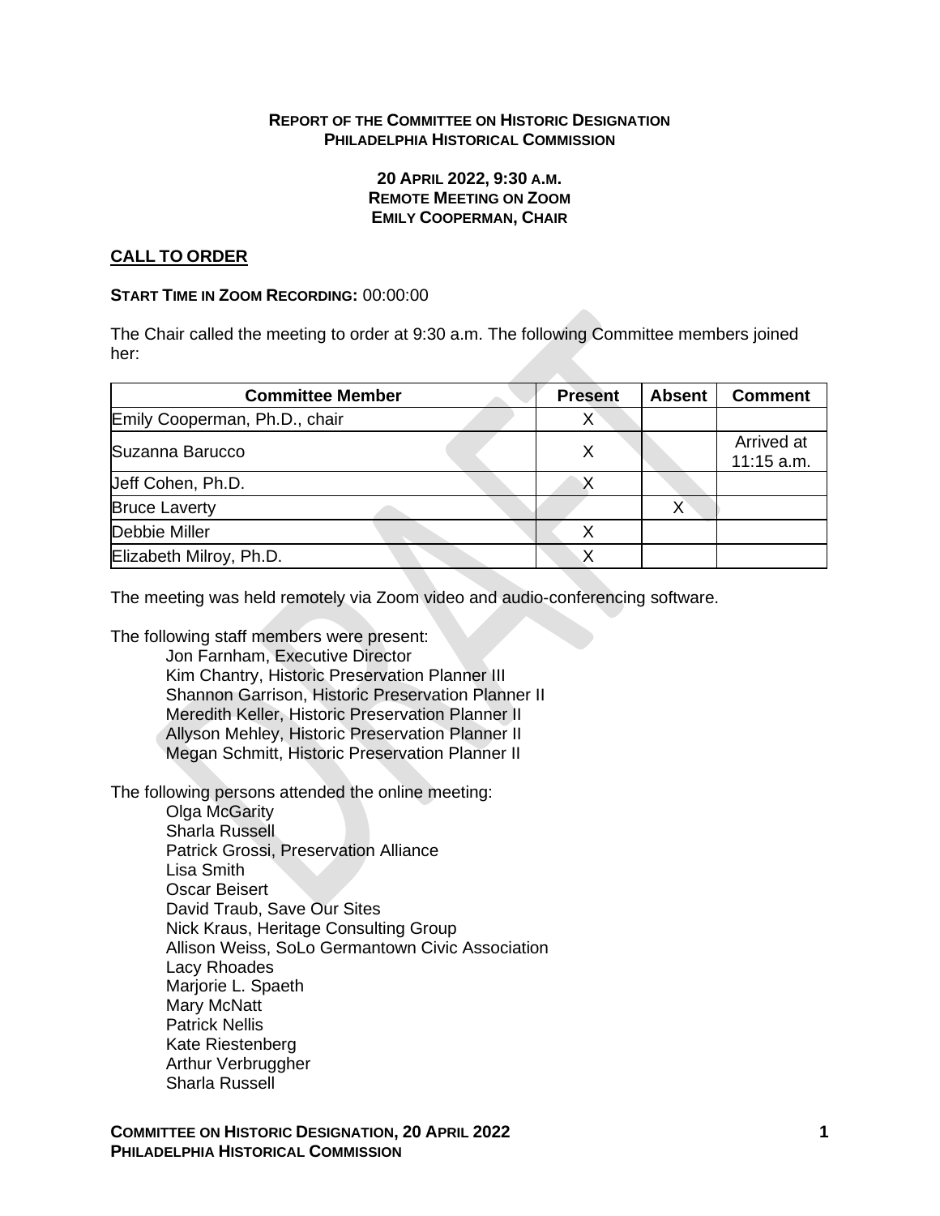**REPORT OF THE COMMITTEE ON HISTORIC DESIGNATION**
**PHILADELPHIA HISTORICAL COMMISSION**

**20 APRIL 2022, 9:30 A.M.**
**REMOTE MEETING ON ZOOM**
**EMILY COOPERMAN, CHAIR**

## CALL TO ORDER

**START TIME IN ZOOM RECORDING:** 00:00:00

The Chair called the meeting to order at 9:30 a.m. The following Committee members joined her:

| Committee Member | Present | Absent | Comment |
|---|---|---|---|
| Emily Cooperman, Ph.D., chair | X | | |
| Suzanna Barucco | X | | Arrived at 11:15 a.m. |
| Jeff Cohen, Ph.D. | X | | |
| Bruce Laverty | | X | |
| Debbie Miller | X | | |
| Elizabeth Milroy, Ph.D. | X | | |

The meeting was held remotely via Zoom video and audio-conferencing software.

The following staff members were present:

- Jon Farnham, Executive Director
- Kim Chantry, Historic Preservation Planner III
- Shannon Garrison, Historic Preservation Planner II
- Meredith Keller, Historic Preservation Planner II
- Allyson Mehley, Historic Preservation Planner II
- Megan Schmitt, Historic Preservation Planner II

The following persons attended the online meeting:

- Olga McGarity
- Sharla Russell
- Patrick Grossi, Preservation Alliance
- Lisa Smith
- Oscar Beisert
- David Traub, Save Our Sites
- Nick Kraus, Heritage Consulting Group
- Allison Weiss, SoLo Germantown Civic Association
- Lacy Rhoades
- Marjorie L. Spaeth
- Mary McNatt
- Patrick Nellis
- Kate Riestenberg
- Arthur Verbruggher
- Sharla Russell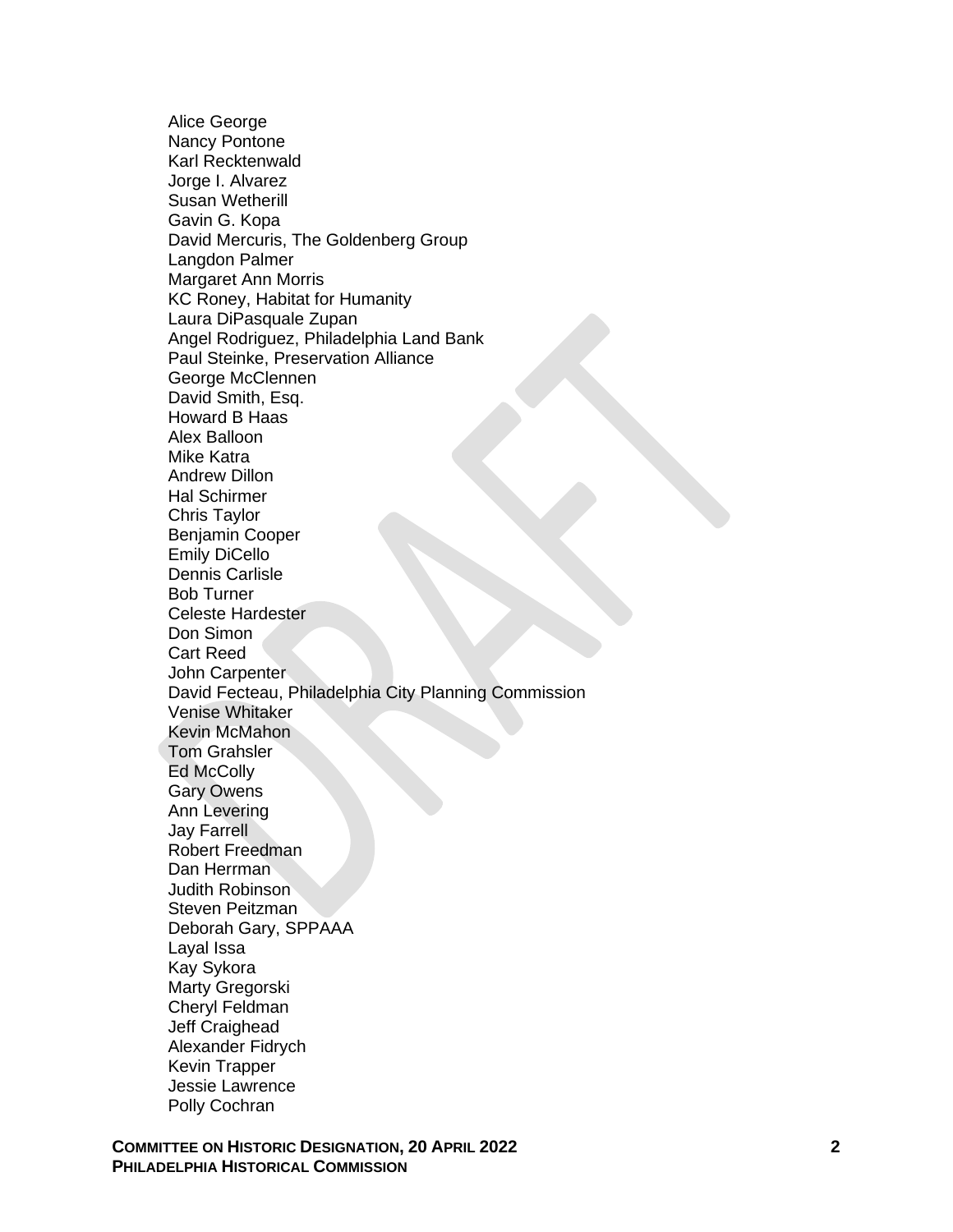Alice George
Nancy Pontone
Karl Recktenwald
Jorge I. Alvarez
Susan Wetherill
Gavin G. Kopa
David Mercuris, The Goldenberg Group
Langdon Palmer
Margaret Ann Morris
KC Roney, Habitat for Humanity
Laura DiPasquale Zupan
Angel Rodriguez, Philadelphia Land Bank
Paul Steinke, Preservation Alliance
George McClennen
David Smith, Esq.
Howard B Haas
Alex Balloon
Mike Katra
Andrew Dillon
Hal Schirmer
Chris Taylor
Benjamin Cooper
Emily DiCello
Dennis Carlisle
Bob Turner
Celeste Hardester
Don Simon
Cart Reed
John Carpenter
David Fecteau, Philadelphia City Planning Commission
Venise Whitaker
Kevin McMahon
Tom Grahsler
Ed McColly
Gary Owens
Ann Levering
Jay Farrell
Robert Freedman
Dan Herrman
Judith Robinson
Steven Peitzman
Deborah Gary, SPPAAA
Layal Issa
Kay Sykora
Marty Gregorski
Cheryl Feldman
Jeff Craighead
Alexander Fidrych
Kevin Trapper
Jessie Lawrence
Polly Cochran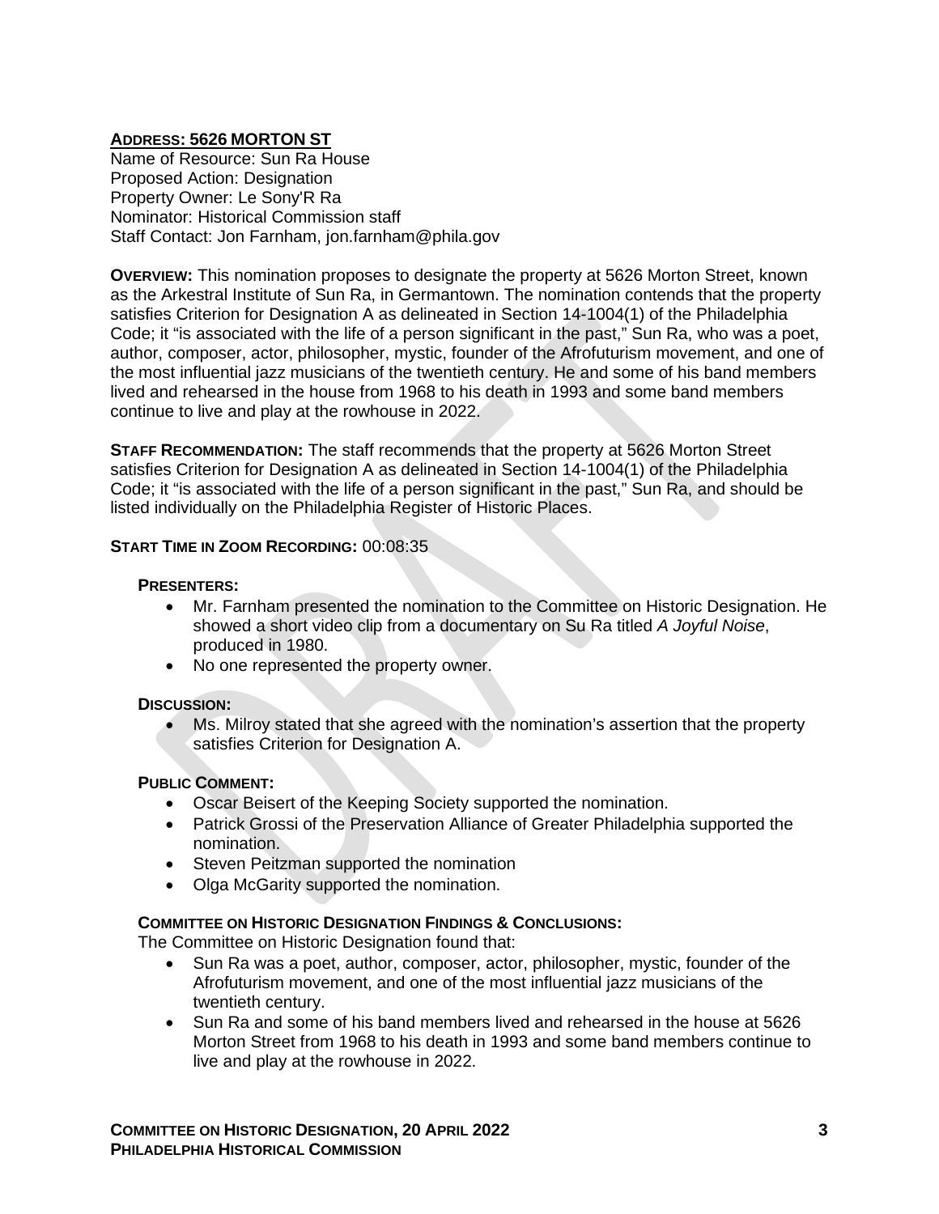**ADDRESS: 5626 MORTON ST**
Name of Resource: Sun Ra House
Proposed Action: Designation
Property Owner: Le Sony'R Ra
Nominator: Historical Commission staff
Staff Contact: Jon Farnham, jon.farnham@phila.gov

**OVERVIEW:** This nomination proposes to designate the property at 5626 Morton Street, known as the Arkestral Institute of Sun Ra, in Germantown. The nomination contends that the property satisfies Criterion for Designation A as delineated in Section 14-1004(1) of the Philadelphia Code; it "is associated with the life of a person significant in the past," Sun Ra, who was a poet, author, composer, actor, philosopher, mystic, founder of the Afrofuturism movement, and one of the most influential jazz musicians of the twentieth century. He and some of his band members lived and rehearsed in the house from 1968 to his death in 1993 and some band members continue to live and play at the rowhouse in 2022.

**STAFF RECOMMENDATION:** The staff recommends that the property at 5626 Morton Street satisfies Criterion for Designation A as delineated in Section 14-1004(1) of the Philadelphia Code; it "is associated with the life of a person significant in the past," Sun Ra, and should be listed individually on the Philadelphia Register of Historic Places.

**START TIME IN ZOOM RECORDING:** 00:08:35

**PRESENTERS:**

- Mr. Farnham presented the nomination to the Committee on Historic Designation. He showed a short video clip from a documentary on Su Ra titled *A Joyful Noise*, produced in 1980.
- No one represented the property owner.

**DISCUSSION:**

- Ms. Milroy stated that she agreed with the nomination's assertion that the property satisfies Criterion for Designation A.

**PUBLIC COMMENT:**

- Oscar Beisert of the Keeping Society supported the nomination.
- Patrick Grossi of the Preservation Alliance of Greater Philadelphia supported the nomination.
- Steven Peitzman supported the nomination
- Olga McGarity supported the nomination.

**COMMITTEE ON HISTORIC DESIGNATION FINDINGS & CONCLUSIONS:**
The Committee on Historic Designation found that:

- Sun Ra was a poet, author, composer, actor, philosopher, mystic, founder of the Afrofuturism movement, and one of the most influential jazz musicians of the twentieth century.
- Sun Ra and some of his band members lived and rehearsed in the house at 5626 Morton Street from 1968 to his death in 1993 and some band members continue to live and play at the rowhouse in 2022.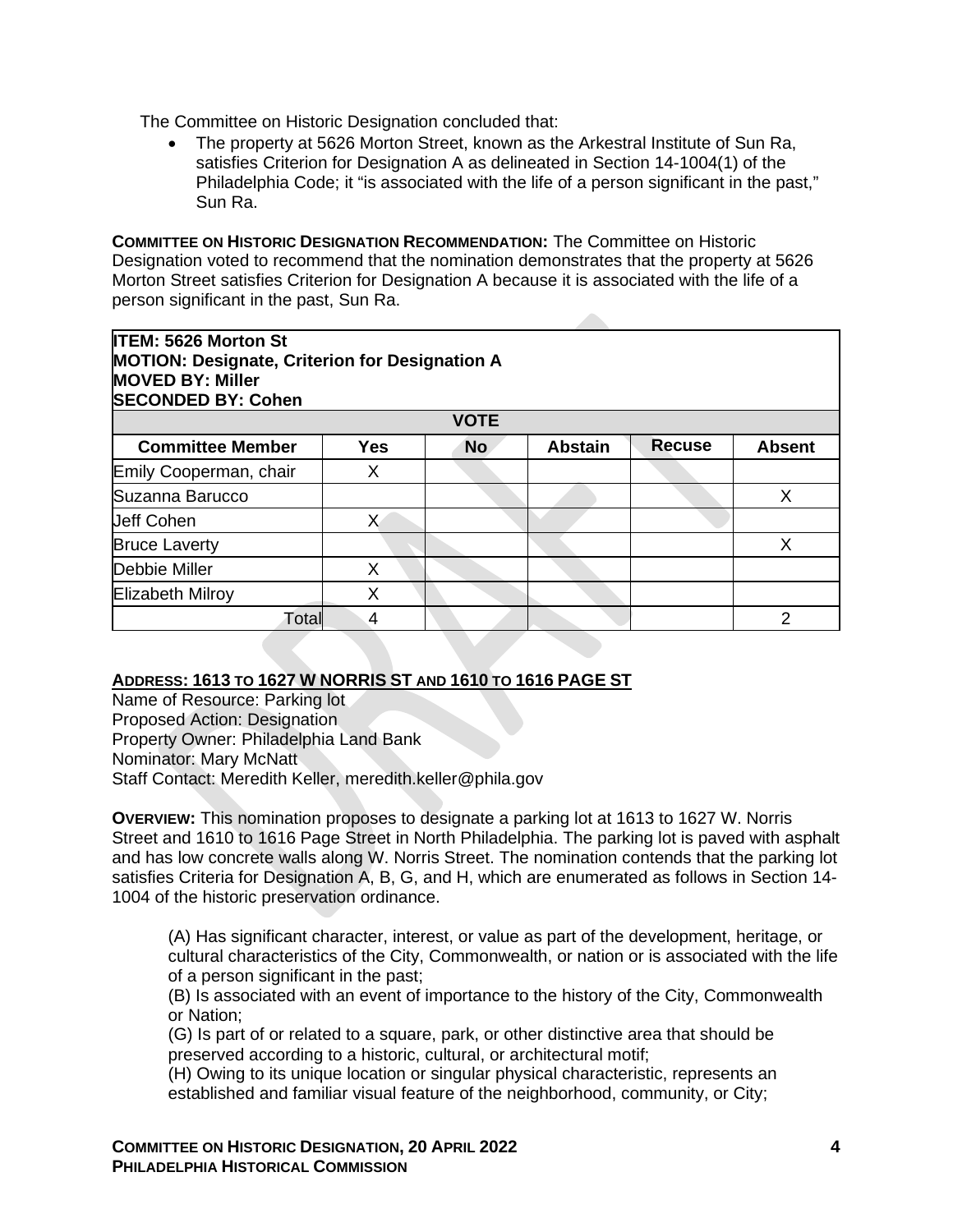The Committee on Historic Designation concluded that:

- The property at 5626 Morton Street, known as the Arkestral Institute of Sun Ra, satisfies Criterion for Designation A as delineated in Section 14-1004(1) of the Philadelphia Code; it "is associated with the life of a person significant in the past," Sun Ra.

**COMMITTEE ON HISTORIC DESIGNATION RECOMMENDATION:** The Committee on Historic Designation voted to recommend that the nomination demonstrates that the property at 5626 Morton Street satisfies Criterion for Designation A because it is associated with the life of a person significant in the past, Sun Ra.

**ITEM: 5626 Morton St**
**MOTION: Designate, Criterion for Designation A**
**MOVED BY: Miller**
**SECONDED BY: Cohen**

| VOTE | | | | | |
|---|---|---|---|---|---|
| **Committee Member** | **Yes** | **No** | **Abstain** | **Recuse** | **Absent** |
| Emily Cooperman, chair | X | | | | |
| Suzanna Barucco | | | | | X |
| Jeff Cohen | X | | | | |
| Bruce Laverty | | | | | X |
| Debbie Miller | X | | | | |
| Elizabeth Milroy | X | | | | |
| Total | 4 | | | | 2 |

**ADDRESS: 1613 TO 1627 W NORRIS ST AND 1610 TO 1616 PAGE ST**

Name of Resource: Parking lot
Proposed Action: Designation
Property Owner: Philadelphia Land Bank
Nominator: Mary McNatt
Staff Contact: Meredith Keller, meredith.keller@phila.gov

**OVERVIEW:** This nomination proposes to designate a parking lot at 1613 to 1627 W. Norris Street and 1610 to 1616 Page Street in North Philadelphia. The parking lot is paved with asphalt and has low concrete walls along W. Norris Street. The nomination contends that the parking lot satisfies Criteria for Designation A, B, G, and H, which are enumerated as follows in Section 14-1004 of the historic preservation ordinance.

> (A) Has significant character, interest, or value as part of the development, heritage, or cultural characteristics of the City, Commonwealth, or nation or is associated with the life of a person significant in the past;
> (B) Is associated with an event of importance to the history of the City, Commonwealth or Nation;
> (G) Is part of or related to a square, park, or other distinctive area that should be preserved according to a historic, cultural, or architectural motif;
> (H) Owing to its unique location or singular physical characteristic, represents an established and familiar visual feature of the neighborhood, community, or City;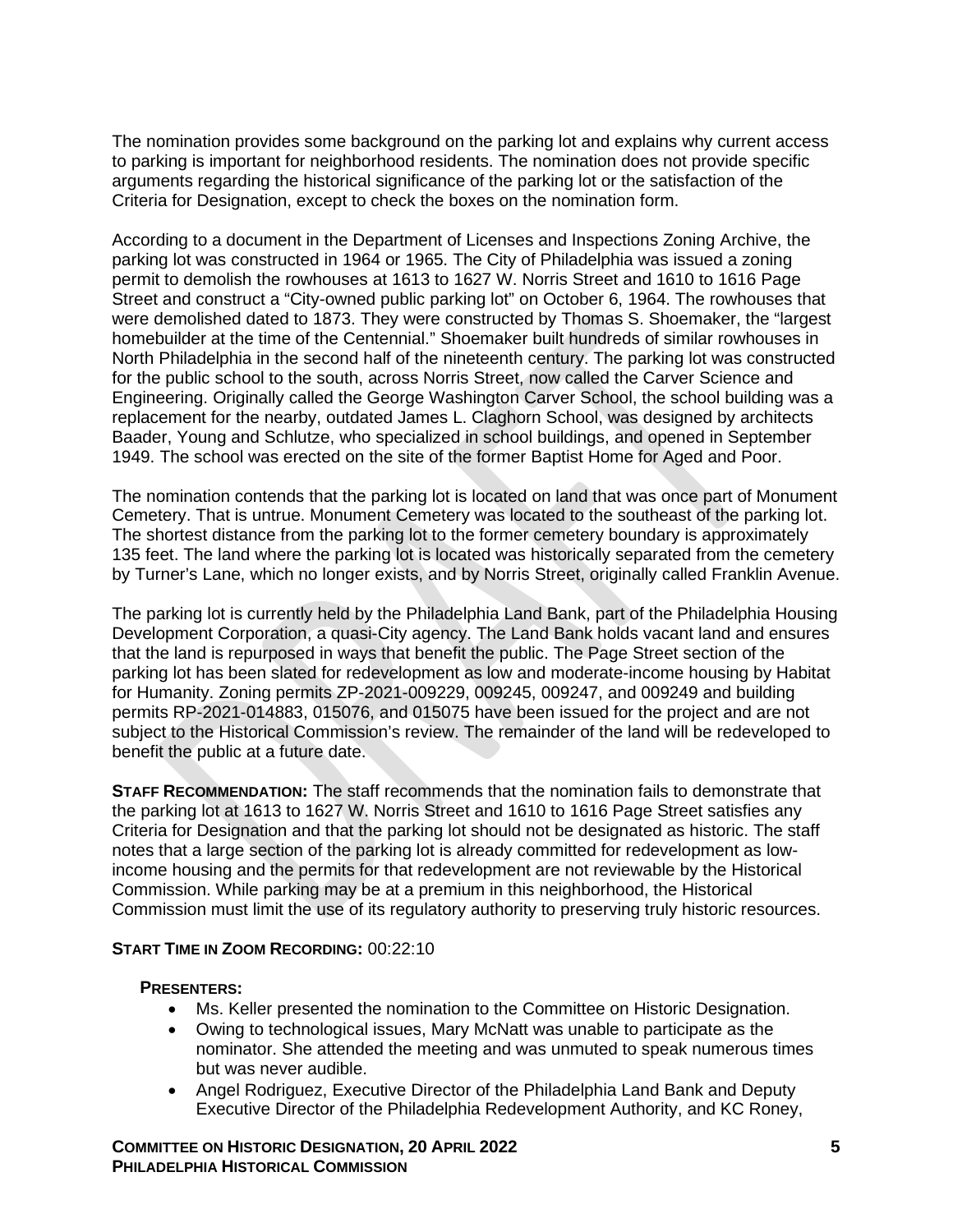The nomination provides some background on the parking lot and explains why current access to parking is important for neighborhood residents. The nomination does not provide specific arguments regarding the historical significance of the parking lot or the satisfaction of the Criteria for Designation, except to check the boxes on the nomination form.

According to a document in the Department of Licenses and Inspections Zoning Archive, the parking lot was constructed in 1964 or 1965. The City of Philadelphia was issued a zoning permit to demolish the rowhouses at 1613 to 1627 W. Norris Street and 1610 to 1616 Page Street and construct a "City-owned public parking lot" on October 6, 1964. The rowhouses that were demolished dated to 1873. They were constructed by Thomas S. Shoemaker, the "largest homebuilder at the time of the Centennial." Shoemaker built hundreds of similar rowhouses in North Philadelphia in the second half of the nineteenth century. The parking lot was constructed for the public school to the south, across Norris Street, now called the Carver Science and Engineering. Originally called the George Washington Carver School, the school building was a replacement for the nearby, outdated James L. Claghorn School, was designed by architects Baader, Young and Schlutze, who specialized in school buildings, and opened in September 1949. The school was erected on the site of the former Baptist Home for Aged and Poor.

The nomination contends that the parking lot is located on land that was once part of Monument Cemetery. That is untrue. Monument Cemetery was located to the southeast of the parking lot. The shortest distance from the parking lot to the former cemetery boundary is approximately 135 feet. The land where the parking lot is located was historically separated from the cemetery by Turner's Lane, which no longer exists, and by Norris Street, originally called Franklin Avenue.

The parking lot is currently held by the Philadelphia Land Bank, part of the Philadelphia Housing Development Corporation, a quasi-City agency. The Land Bank holds vacant land and ensures that the land is repurposed in ways that benefit the public. The Page Street section of the parking lot has been slated for redevelopment as low and moderate-income housing by Habitat for Humanity. Zoning permits ZP-2021-009229, 009245, 009247, and 009249 and building permits RP-2021-014883, 015076, and 015075 have been issued for the project and are not subject to the Historical Commission's review. The remainder of the land will be redeveloped to benefit the public at a future date.

**STAFF RECOMMENDATION:** The staff recommends that the nomination fails to demonstrate that the parking lot at 1613 to 1627 W. Norris Street and 1610 to 1616 Page Street satisfies any Criteria for Designation and that the parking lot should not be designated as historic. The staff notes that a large section of the parking lot is already committed for redevelopment as low-income housing and the permits for that redevelopment are not reviewable by the Historical Commission. While parking may be at a premium in this neighborhood, the Historical Commission must limit the use of its regulatory authority to preserving truly historic resources.

**START TIME IN ZOOM RECORDING:** 00:22:10

**PRESENTERS:**

- Ms. Keller presented the nomination to the Committee on Historic Designation.
- Owing to technological issues, Mary McNatt was unable to participate as the nominator. She attended the meeting and was unmuted to speak numerous times but was never audible.
- Angel Rodriguez, Executive Director of the Philadelphia Land Bank and Deputy Executive Director of the Philadelphia Redevelopment Authority, and KC Roney,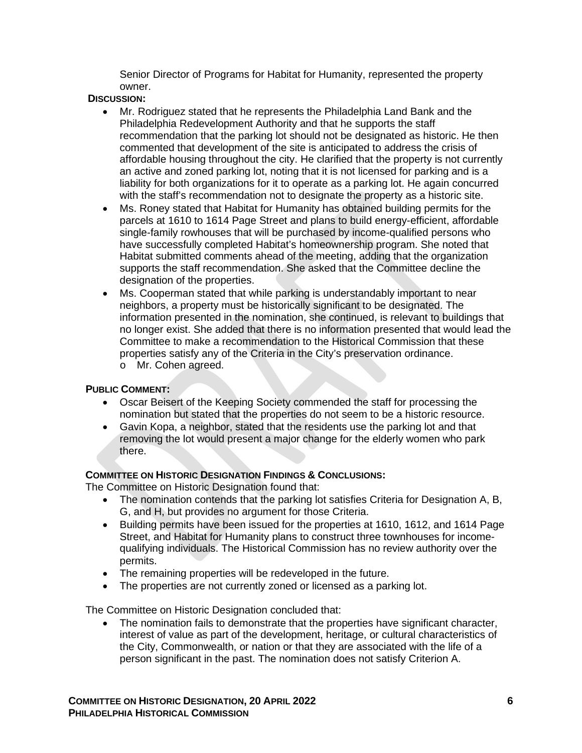Senior Director of Programs for Habitat for Humanity, represented the property owner.

**DISCUSSION:**

- Mr. Rodriguez stated that he represents the Philadelphia Land Bank and the Philadelphia Redevelopment Authority and that he supports the staff recommendation that the parking lot should not be designated as historic. He then commented that development of the site is anticipated to address the crisis of affordable housing throughout the city. He clarified that the property is not currently an active and zoned parking lot, noting that it is not licensed for parking and is a liability for both organizations for it to operate as a parking lot. He again concurred with the staff's recommendation not to designate the property as a historic site.
- Ms. Roney stated that Habitat for Humanity has obtained building permits for the parcels at 1610 to 1614 Page Street and plans to build energy-efficient, affordable single-family rowhouses that will be purchased by income-qualified persons who have successfully completed Habitat's homeownership program. She noted that Habitat submitted comments ahead of the meeting, adding that the organization supports the staff recommendation. She asked that the Committee decline the designation of the properties.
- Ms. Cooperman stated that while parking is understandably important to near neighbors, a property must be historically significant to be designated. The information presented in the nomination, she continued, is relevant to buildings that no longer exist. She added that there is no information presented that would lead the Committee to make a recommendation to the Historical Commission that these properties satisfy any of the Criteria in the City's preservation ordinance.
    - Mr. Cohen agreed.

**PUBLIC COMMENT:**

- Oscar Beisert of the Keeping Society commended the staff for processing the nomination but stated that the properties do not seem to be a historic resource.
- Gavin Kopa, a neighbor, stated that the residents use the parking lot and that removing the lot would present a major change for the elderly women who park there.

**COMMITTEE ON HISTORIC DESIGNATION FINDINGS & CONCLUSIONS:**

The Committee on Historic Designation found that:

- The nomination contends that the parking lot satisfies Criteria for Designation A, B, G, and H, but provides no argument for those Criteria.
- Building permits have been issued for the properties at 1610, 1612, and 1614 Page Street, and Habitat for Humanity plans to construct three townhouses for income-qualifying individuals. The Historical Commission has no review authority over the permits.
- The remaining properties will be redeveloped in the future.
- The properties are not currently zoned or licensed as a parking lot.

The Committee on Historic Designation concluded that:

- The nomination fails to demonstrate that the properties have significant character, interest of value as part of the development, heritage, or cultural characteristics of the City, Commonwealth, or nation or that they are associated with the life of a person significant in the past. The nomination does not satisfy Criterion A.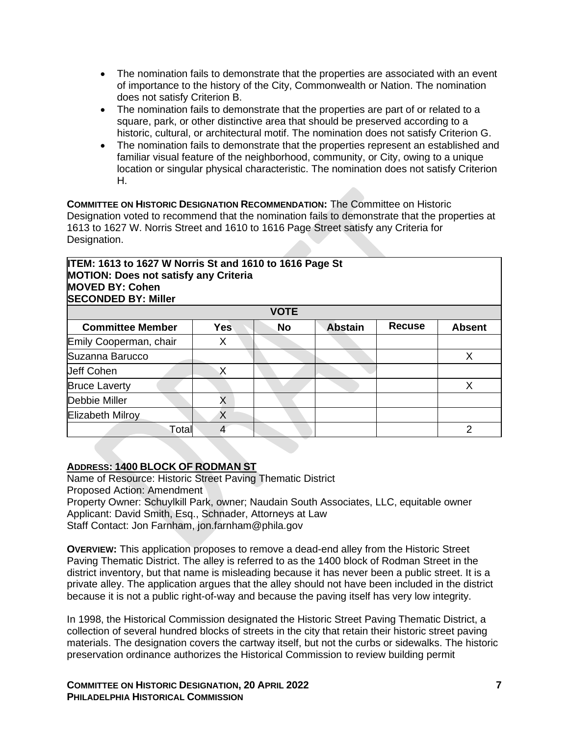- The nomination fails to demonstrate that the properties are associated with an event of importance to the history of the City, Commonwealth or Nation. The nomination does not satisfy Criterion B.
- The nomination fails to demonstrate that the properties are part of or related to a square, park, or other distinctive area that should be preserved according to a historic, cultural, or architectural motif. The nomination does not satisfy Criterion G.
- The nomination fails to demonstrate that the properties represent an established and familiar visual feature of the neighborhood, community, or City, owing to a unique location or singular physical characteristic. The nomination does not satisfy Criterion H.

**COMMITTEE ON HISTORIC DESIGNATION RECOMMENDATION:** The Committee on Historic Designation voted to recommend that the nomination fails to demonstrate that the properties at 1613 to 1627 W. Norris Street and 1610 to 1616 Page Street satisfy any Criteria for Designation.

**ITEM: 1613 to 1627 W Norris St and 1610 to 1616 Page St**
**MOTION: Does not satisfy any Criteria**
**MOVED BY: Cohen**
**SECONDED BY: Miller**

| VOTE | | | | | |
|---|---|---|---|---|---|
| **Committee Member** | **Yes** | **No** | **Abstain** | **Recuse** | **Absent** |
| Emily Cooperman, chair | X | | | | |
| Suzanna Barucco | | | | | X |
| Jeff Cohen | X | | | | |
| Bruce Laverty | | | | | X |
| Debbie Miller | X | | | | |
| Elizabeth Milroy | X | | | | |
| Total | 4 | | | | 2 |

**ADDRESS: 1400 BLOCK OF RODMAN ST**
Name of Resource: Historic Street Paving Thematic District
Proposed Action: Amendment
Property Owner: Schuylkill Park, owner; Naudain South Associates, LLC, equitable owner
Applicant: David Smith, Esq., Schnader, Attorneys at Law
Staff Contact: Jon Farnham, jon.farnham@phila.gov

**OVERVIEW:** This application proposes to remove a dead-end alley from the Historic Street Paving Thematic District. The alley is referred to as the 1400 block of Rodman Street in the district inventory, but that name is misleading because it has never been a public street. It is a private alley. The application argues that the alley should not have been included in the district because it is not a public right-of-way and because the paving itself has very low integrity.

In 1998, the Historical Commission designated the Historic Street Paving Thematic District, a collection of several hundred blocks of streets in the city that retain their historic street paving materials. The designation covers the cartway itself, but not the curbs or sidewalks. The historic preservation ordinance authorizes the Historical Commission to review building permit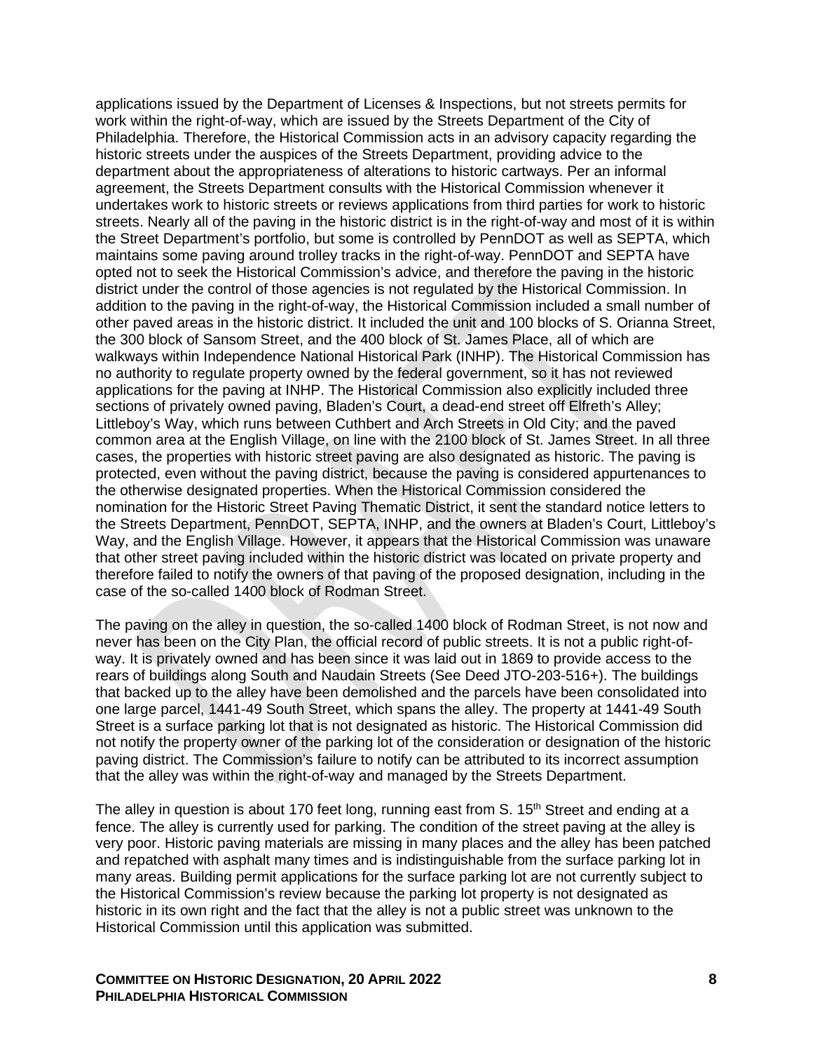applications issued by the Department of Licenses & Inspections, but not streets permits for work within the right-of-way, which are issued by the Streets Department of the City of Philadelphia. Therefore, the Historical Commission acts in an advisory capacity regarding the historic streets under the auspices of the Streets Department, providing advice to the department about the appropriateness of alterations to historic cartways. Per an informal agreement, the Streets Department consults with the Historical Commission whenever it undertakes work to historic streets or reviews applications from third parties for work to historic streets. Nearly all of the paving in the historic district is in the right-of-way and most of it is within the Street Department's portfolio, but some is controlled by PennDOT as well as SEPTA, which maintains some paving around trolley tracks in the right-of-way. PennDOT and SEPTA have opted not to seek the Historical Commission's advice, and therefore the paving in the historic district under the control of those agencies is not regulated by the Historical Commission. In addition to the paving in the right-of-way, the Historical Commission included a small number of other paved areas in the historic district. It included the unit and 100 blocks of S. Orianna Street, the 300 block of Sansom Street, and the 400 block of St. James Place, all of which are walkways within Independence National Historical Park (INHP). The Historical Commission has no authority to regulate property owned by the federal government, so it has not reviewed applications for the paving at INHP. The Historical Commission also explicitly included three sections of privately owned paving, Bladen's Court, a dead-end street off Elfreth's Alley; Littleboy's Way, which runs between Cuthbert and Arch Streets in Old City; and the paved common area at the English Village, on line with the 2100 block of St. James Street. In all three cases, the properties with historic street paving are also designated as historic. The paving is protected, even without the paving district, because the paving is considered appurtenances to the otherwise designated properties. When the Historical Commission considered the nomination for the Historic Street Paving Thematic District, it sent the standard notice letters to the Streets Department, PennDOT, SEPTA, INHP, and the owners at Bladen's Court, Littleboy's Way, and the English Village. However, it appears that the Historical Commission was unaware that other street paving included within the historic district was located on private property and therefore failed to notify the owners of that paving of the proposed designation, including in the case of the so-called 1400 block of Rodman Street.

The paving on the alley in question, the so-called 1400 block of Rodman Street, is not now and never has been on the City Plan, the official record of public streets. It is not a public right-of-way. It is privately owned and has been since it was laid out in 1869 to provide access to the rears of buildings along South and Naudain Streets (See Deed JTO-203-516+). The buildings that backed up to the alley have been demolished and the parcels have been consolidated into one large parcel, 1441-49 South Street, which spans the alley. The property at 1441-49 South Street is a surface parking lot that is not designated as historic. The Historical Commission did not notify the property owner of the parking lot of the consideration or designation of the historic paving district. The Commission's failure to notify can be attributed to its incorrect assumption that the alley was within the right-of-way and managed by the Streets Department.

The alley in question is about 170 feet long, running east from S. 15th Street and ending at a fence. The alley is currently used for parking. The condition of the street paving at the alley is very poor. Historic paving materials are missing in many places and the alley has been patched and repatched with asphalt many times and is indistinguishable from the surface parking lot in many areas. Building permit applications for the surface parking lot are not currently subject to the Historical Commission's review because the parking lot property is not designated as historic in its own right and the fact that the alley is not a public street was unknown to the Historical Commission until this application was submitted.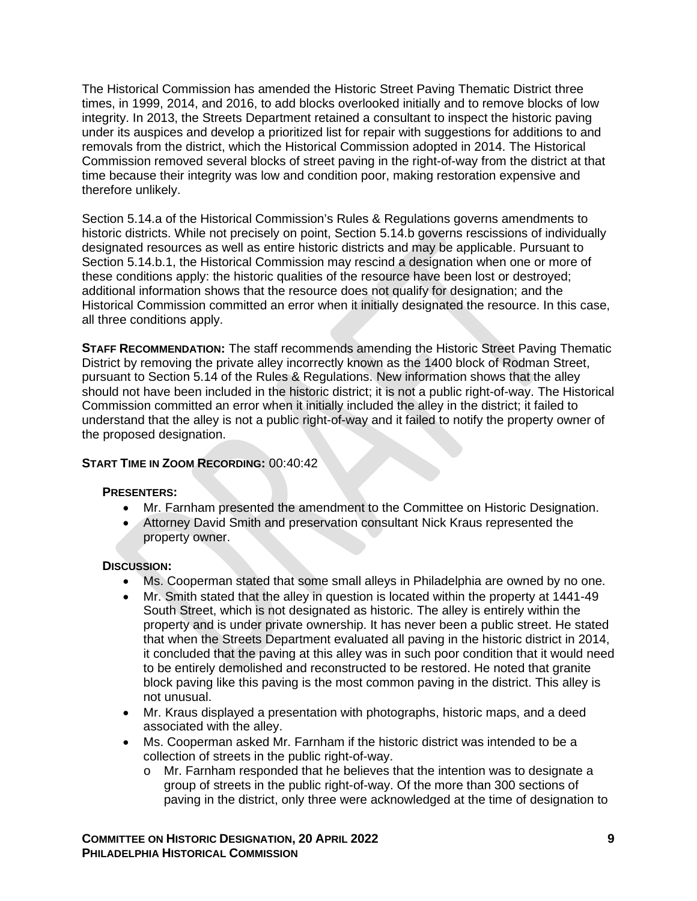The Historical Commission has amended the Historic Street Paving Thematic District three times, in 1999, 2014, and 2016, to add blocks overlooked initially and to remove blocks of low integrity. In 2013, the Streets Department retained a consultant to inspect the historic paving under its auspices and develop a prioritized list for repair with suggestions for additions to and removals from the district, which the Historical Commission adopted in 2014. The Historical Commission removed several blocks of street paving in the right-of-way from the district at that time because their integrity was low and condition poor, making restoration expensive and therefore unlikely.

Section 5.14.a of the Historical Commission's Rules & Regulations governs amendments to historic districts. While not precisely on point, Section 5.14.b governs rescissions of individually designated resources as well as entire historic districts and may be applicable. Pursuant to Section 5.14.b.1, the Historical Commission may rescind a designation when one or more of these conditions apply: the historic qualities of the resource have been lost or destroyed; additional information shows that the resource does not qualify for designation; and the Historical Commission committed an error when it initially designated the resource. In this case, all three conditions apply.

**STAFF RECOMMENDATION:** The staff recommends amending the Historic Street Paving Thematic District by removing the private alley incorrectly known as the 1400 block of Rodman Street, pursuant to Section 5.14 of the Rules & Regulations. New information shows that the alley should not have been included in the historic district; it is not a public right-of-way. The Historical Commission committed an error when it initially included the alley in the district; it failed to understand that the alley is not a public right-of-way and it failed to notify the property owner of the proposed designation.

**START TIME IN ZOOM RECORDING:** 00:40:42

**PRESENTERS:**

- Mr. Farnham presented the amendment to the Committee on Historic Designation.
- Attorney David Smith and preservation consultant Nick Kraus represented the property owner.

**DISCUSSION:**

- Ms. Cooperman stated that some small alleys in Philadelphia are owned by no one.
- Mr. Smith stated that the alley in question is located within the property at 1441-49 South Street, which is not designated as historic. The alley is entirely within the property and is under private ownership. It has never been a public street. He stated that when the Streets Department evaluated all paving in the historic district in 2014, it concluded that the paving at this alley was in such poor condition that it would need to be entirely demolished and reconstructed to be restored. He noted that granite block paving like this paving is the most common paving in the district. This alley is not unusual.
- Mr. Kraus displayed a presentation with photographs, historic maps, and a deed associated with the alley.
- Ms. Cooperman asked Mr. Farnham if the historic district was intended to be a collection of streets in the public right-of-way.
  - Mr. Farnham responded that he believes that the intention was to designate a group of streets in the public right-of-way. Of the more than 300 sections of paving in the district, only three were acknowledged at the time of designation to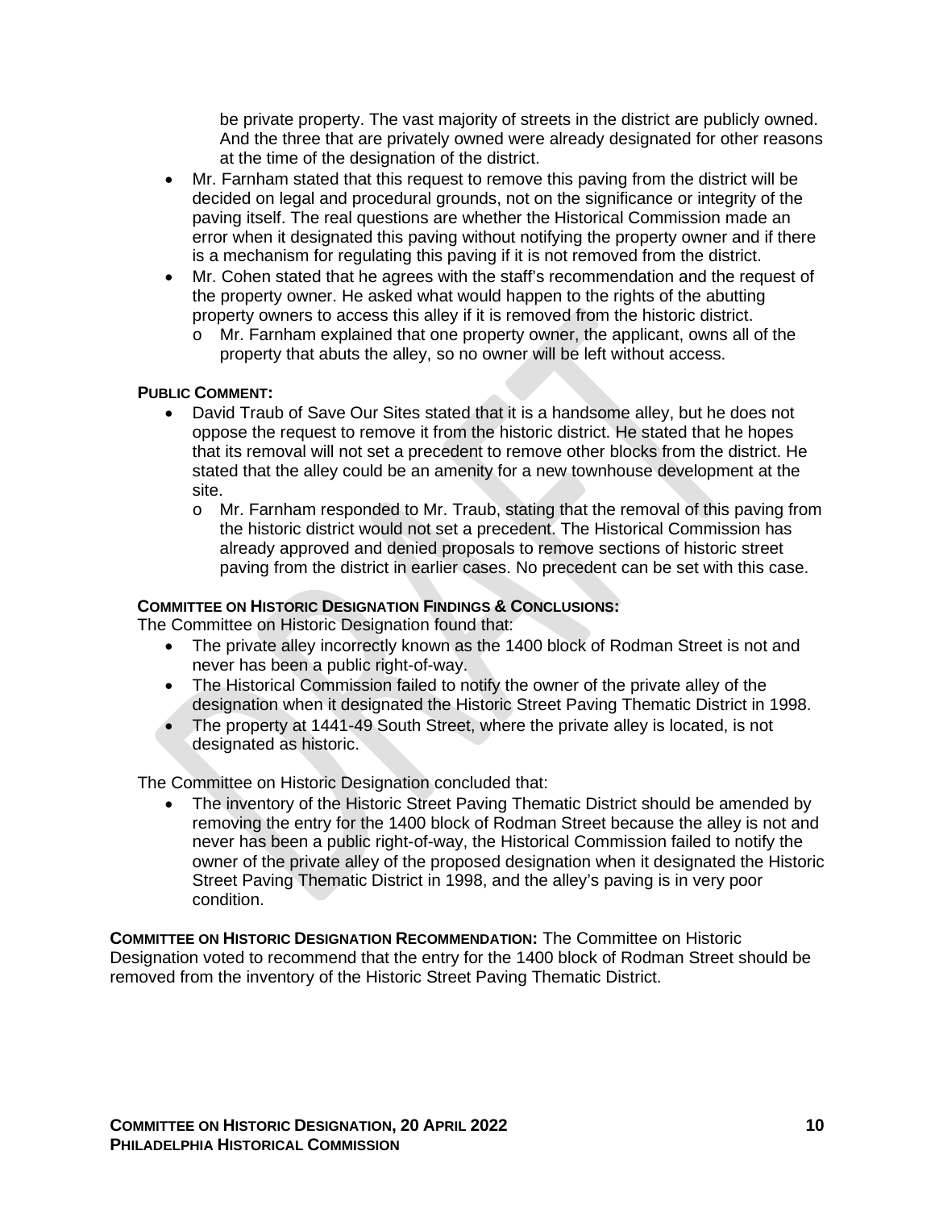be private property. The vast majority of streets in the district are publicly owned. And the three that are privately owned were already designated for other reasons at the time of the designation of the district.

- Mr. Farnham stated that this request to remove this paving from the district will be decided on legal and procedural grounds, not on the significance or integrity of the paving itself. The real questions are whether the Historical Commission made an error when it designated this paving without notifying the property owner and if there is a mechanism for regulating this paving if it is not removed from the district.
- Mr. Cohen stated that he agrees with the staff's recommendation and the request of the property owner. He asked what would happen to the rights of the abutting property owners to access this alley if it is removed from the historic district.
  - Mr. Farnham explained that one property owner, the applicant, owns all of the property that abuts the alley, so no owner will be left without access.

**PUBLIC COMMENT:**

- David Traub of Save Our Sites stated that it is a handsome alley, but he does not oppose the request to remove it from the historic district. He stated that he hopes that its removal will not set a precedent to remove other blocks from the district. He stated that the alley could be an amenity for a new townhouse development at the site.
  - Mr. Farnham responded to Mr. Traub, stating that the removal of this paving from the historic district would not set a precedent. The Historical Commission has already approved and denied proposals to remove sections of historic street paving from the district in earlier cases. No precedent can be set with this case.

**COMMITTEE ON HISTORIC DESIGNATION FINDINGS & CONCLUSIONS:**

The Committee on Historic Designation found that:

- The private alley incorrectly known as the 1400 block of Rodman Street is not and never has been a public right-of-way.
- The Historical Commission failed to notify the owner of the private alley of the designation when it designated the Historic Street Paving Thematic District in 1998.
- The property at 1441-49 South Street, where the private alley is located, is not designated as historic.

The Committee on Historic Designation concluded that:

- The inventory of the Historic Street Paving Thematic District should be amended by removing the entry for the 1400 block of Rodman Street because the alley is not and never has been a public right-of-way, the Historical Commission failed to notify the owner of the private alley of the proposed designation when it designated the Historic Street Paving Thematic District in 1998, and the alley's paving is in very poor condition.

**COMMITTEE ON HISTORIC DESIGNATION RECOMMENDATION:** The Committee on Historic Designation voted to recommend that the entry for the 1400 block of Rodman Street should be removed from the inventory of the Historic Street Paving Thematic District.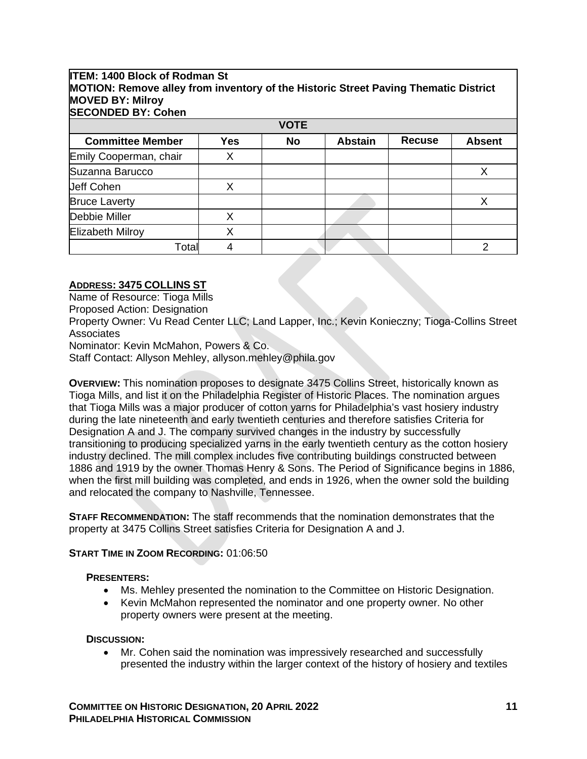**ITEM: 1400 Block of Rodman St**
**MOTION: Remove alley from inventory of the Historic Street Paving Thematic District**
**MOVED BY: Milroy**
**SECONDED BY: Cohen**

| VOTE | | | | | |
|---|---|---|---|---|---|
| **Committee Member** | **Yes** | **No** | **Abstain** | **Recuse** | **Absent** |
| Emily Cooperman, chair | X | | | | |
| Suzanna Barucco | | | | | X |
| Jeff Cohen | X | | | | |
| Bruce Laverty | | | | | X |
| Debbie Miller | X | | | | |
| Elizabeth Milroy | X | | | | |
| Total | 4 | | | | 2 |

**ADDRESS: 3475 COLLINS ST**

Name of Resource: Tioga Mills
Proposed Action: Designation
Property Owner: Vu Read Center LLC; Land Lapper, Inc.; Kevin Konieczny; Tioga-Collins Street Associates
Nominator: Kevin McMahon, Powers & Co.
Staff Contact: Allyson Mehley, allyson.mehley@phila.gov

**OVERVIEW:** This nomination proposes to designate 3475 Collins Street, historically known as Tioga Mills, and list it on the Philadelphia Register of Historic Places. The nomination argues that Tioga Mills was a major producer of cotton yarns for Philadelphia's vast hosiery industry during the late nineteenth and early twentieth centuries and therefore satisfies Criteria for Designation A and J. The company survived changes in the industry by successfully transitioning to producing specialized yarns in the early twentieth century as the cotton hosiery industry declined. The mill complex includes five contributing buildings constructed between 1886 and 1919 by the owner Thomas Henry & Sons. The Period of Significance begins in 1886, when the first mill building was completed, and ends in 1926, when the owner sold the building and relocated the company to Nashville, Tennessee.

**STAFF RECOMMENDATION:** The staff recommends that the nomination demonstrates that the property at 3475 Collins Street satisfies Criteria for Designation A and J.

**START TIME IN ZOOM RECORDING:** 01:06:50

**PRESENTERS:**

- Ms. Mehley presented the nomination to the Committee on Historic Designation.
- Kevin McMahon represented the nominator and one property owner. No other property owners were present at the meeting.

**DISCUSSION:**

- Mr. Cohen said the nomination was impressively researched and successfully presented the industry within the larger context of the history of hosiery and textiles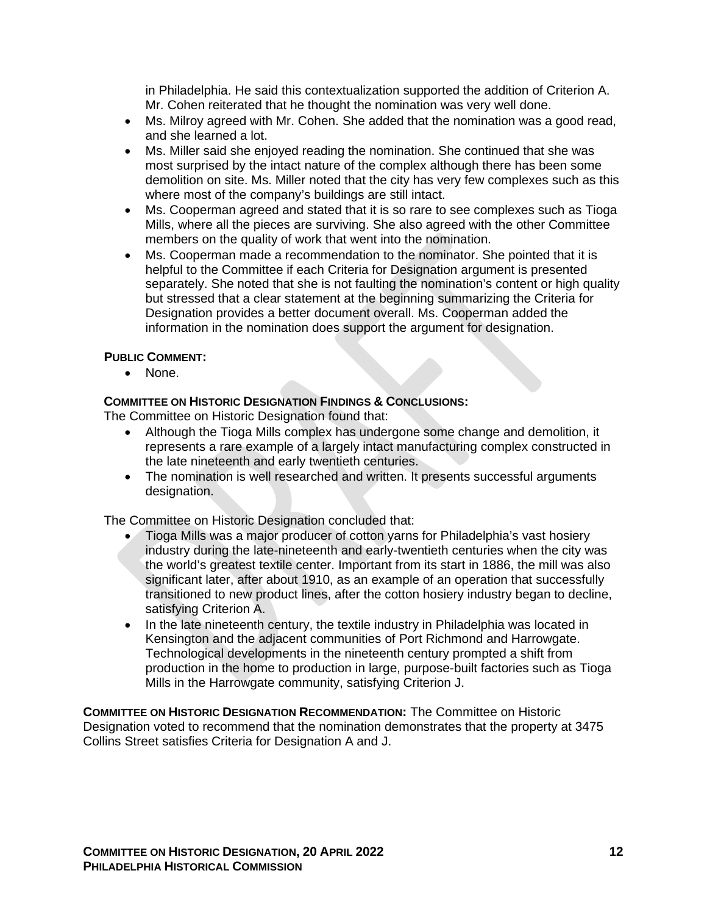in Philadelphia. He said this contextualization supported the addition of Criterion A. Mr. Cohen reiterated that he thought the nomination was very well done.

- Ms. Milroy agreed with Mr. Cohen. She added that the nomination was a good read, and she learned a lot.
- Ms. Miller said she enjoyed reading the nomination. She continued that she was most surprised by the intact nature of the complex although there has been some demolition on site. Ms. Miller noted that the city has very few complexes such as this where most of the company's buildings are still intact.
- Ms. Cooperman agreed and stated that it is so rare to see complexes such as Tioga Mills, where all the pieces are surviving. She also agreed with the other Committee members on the quality of work that went into the nomination.
- Ms. Cooperman made a recommendation to the nominator. She pointed that it is helpful to the Committee if each Criteria for Designation argument is presented separately. She noted that she is not faulting the nomination's content or high quality but stressed that a clear statement at the beginning summarizing the Criteria for Designation provides a better document overall. Ms. Cooperman added the information in the nomination does support the argument for designation.

**PUBLIC COMMENT:**

- None.

**COMMITTEE ON HISTORIC DESIGNATION FINDINGS & CONCLUSIONS:**

The Committee on Historic Designation found that:

- Although the Tioga Mills complex has undergone some change and demolition, it represents a rare example of a largely intact manufacturing complex constructed in the late nineteenth and early twentieth centuries.
- The nomination is well researched and written. It presents successful arguments designation.

The Committee on Historic Designation concluded that:

- Tioga Mills was a major producer of cotton yarns for Philadelphia's vast hosiery industry during the late-nineteenth and early-twentieth centuries when the city was the world's greatest textile center. Important from its start in 1886, the mill was also significant later, after about 1910, as an example of an operation that successfully transitioned to new product lines, after the cotton hosiery industry began to decline, satisfying Criterion A.
- In the late nineteenth century, the textile industry in Philadelphia was located in Kensington and the adjacent communities of Port Richmond and Harrowgate. Technological developments in the nineteenth century prompted a shift from production in the home to production in large, purpose-built factories such as Tioga Mills in the Harrowgate community, satisfying Criterion J.

**COMMITTEE ON HISTORIC DESIGNATION RECOMMENDATION:** The Committee on Historic Designation voted to recommend that the nomination demonstrates that the property at 3475 Collins Street satisfies Criteria for Designation A and J.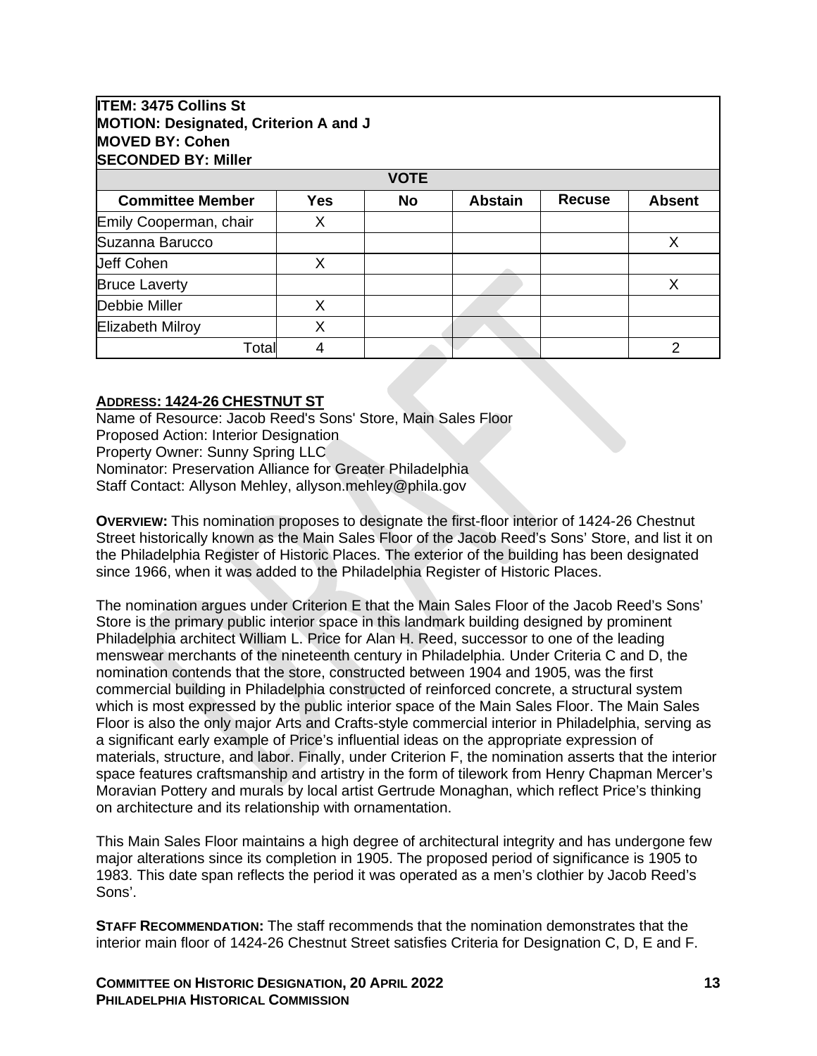**ITEM: 3475 Collins St**
**MOTION: Designated, Criterion A and J**
**MOVED BY: Cohen**
**SECONDED BY: Miller**

| VOTE | | | | | |
|---|---|---|---|---|---|
| **Committee Member** | **Yes** | **No** | **Abstain** | **Recuse** | **Absent** |
| Emily Cooperman, chair | X | | | | |
| Suzanna Barucco | | | | | X |
| Jeff Cohen | X | | | | |
| Bruce Laverty | | | | | X |
| Debbie Miller | X | | | | |
| Elizabeth Milroy | X | | | | |
| Total | 4 | | | | 2 |

**ADDRESS: 1424-26 CHESTNUT ST**

Name of Resource: Jacob Reed's Sons' Store, Main Sales Floor
Proposed Action: Interior Designation
Property Owner: Sunny Spring LLC
Nominator: Preservation Alliance for Greater Philadelphia
Staff Contact: Allyson Mehley, allyson.mehley@phila.gov

**OVERVIEW:** This nomination proposes to designate the first-floor interior of 1424-26 Chestnut Street historically known as the Main Sales Floor of the Jacob Reed's Sons' Store, and list it on the Philadelphia Register of Historic Places. The exterior of the building has been designated since 1966, when it was added to the Philadelphia Register of Historic Places.

The nomination argues under Criterion E that the Main Sales Floor of the Jacob Reed's Sons' Store is the primary public interior space in this landmark building designed by prominent Philadelphia architect William L. Price for Alan H. Reed, successor to one of the leading menswear merchants of the nineteenth century in Philadelphia. Under Criteria C and D, the nomination contends that the store, constructed between 1904 and 1905, was the first commercial building in Philadelphia constructed of reinforced concrete, a structural system which is most expressed by the public interior space of the Main Sales Floor. The Main Sales Floor is also the only major Arts and Crafts-style commercial interior in Philadelphia, serving as a significant early example of Price's influential ideas on the appropriate expression of materials, structure, and labor. Finally, under Criterion F, the nomination asserts that the interior space features craftsmanship and artistry in the form of tilework from Henry Chapman Mercer's Moravian Pottery and murals by local artist Gertrude Monaghan, which reflect Price's thinking on architecture and its relationship with ornamentation.

This Main Sales Floor maintains a high degree of architectural integrity and has undergone few major alterations since its completion in 1905. The proposed period of significance is 1905 to 1983. This date span reflects the period it was operated as a men's clothier by Jacob Reed's Sons'.

**STAFF RECOMMENDATION:** The staff recommends that the nomination demonstrates that the interior main floor of 1424-26 Chestnut Street satisfies Criteria for Designation C, D, E and F.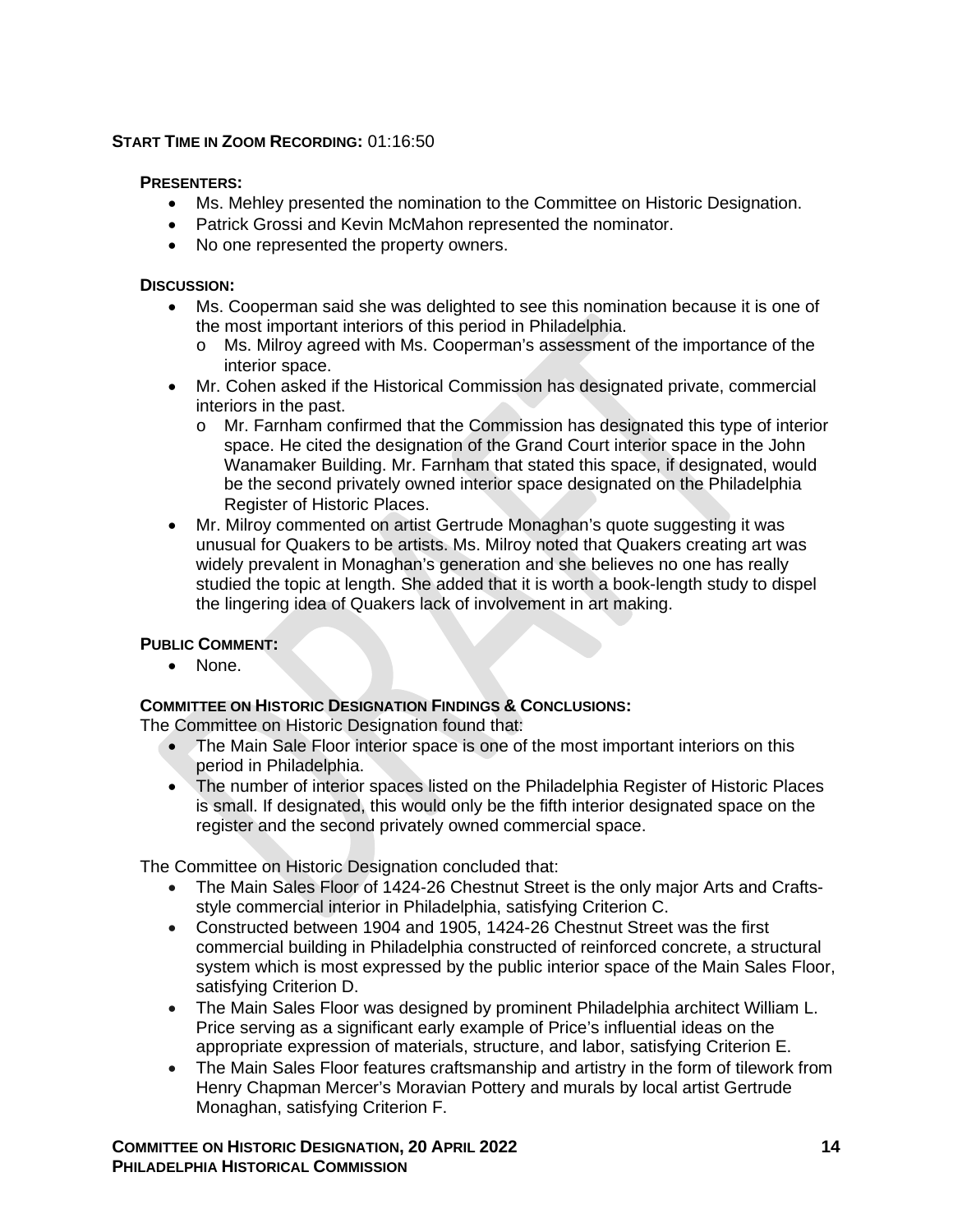**START TIME IN ZOOM RECORDING:** 01:16:50

**PRESENTERS:**

- Ms. Mehley presented the nomination to the Committee on Historic Designation.
- Patrick Grossi and Kevin McMahon represented the nominator.
- No one represented the property owners.

**DISCUSSION:**

- Ms. Cooperman said she was delighted to see this nomination because it is one of the most important interiors of this period in Philadelphia.
  - Ms. Milroy agreed with Ms. Cooperman's assessment of the importance of the interior space.
- Mr. Cohen asked if the Historical Commission has designated private, commercial interiors in the past.
  - Mr. Farnham confirmed that the Commission has designated this type of interior space. He cited the designation of the Grand Court interior space in the John Wanamaker Building. Mr. Farnham that stated this space, if designated, would be the second privately owned interior space designated on the Philadelphia Register of Historic Places.
- Mr. Milroy commented on artist Gertrude Monaghan's quote suggesting it was unusual for Quakers to be artists. Ms. Milroy noted that Quakers creating art was widely prevalent in Monaghan's generation and she believes no one has really studied the topic at length. She added that it is worth a book-length study to dispel the lingering idea of Quakers lack of involvement in art making.

**PUBLIC COMMENT:**

- None.

**COMMITTEE ON HISTORIC DESIGNATION FINDINGS & CONCLUSIONS:**

The Committee on Historic Designation found that:

- The Main Sale Floor interior space is one of the most important interiors on this period in Philadelphia.
- The number of interior spaces listed on the Philadelphia Register of Historic Places is small. If designated, this would only be the fifth interior designated space on the register and the second privately owned commercial space.

The Committee on Historic Designation concluded that:

- The Main Sales Floor of 1424-26 Chestnut Street is the only major Arts and Crafts-style commercial interior in Philadelphia, satisfying Criterion C.
- Constructed between 1904 and 1905, 1424-26 Chestnut Street was the first commercial building in Philadelphia constructed of reinforced concrete, a structural system which is most expressed by the public interior space of the Main Sales Floor, satisfying Criterion D.
- The Main Sales Floor was designed by prominent Philadelphia architect William L. Price serving as a significant early example of Price's influential ideas on the appropriate expression of materials, structure, and labor, satisfying Criterion E.
- The Main Sales Floor features craftsmanship and artistry in the form of tilework from Henry Chapman Mercer's Moravian Pottery and murals by local artist Gertrude Monaghan, satisfying Criterion F.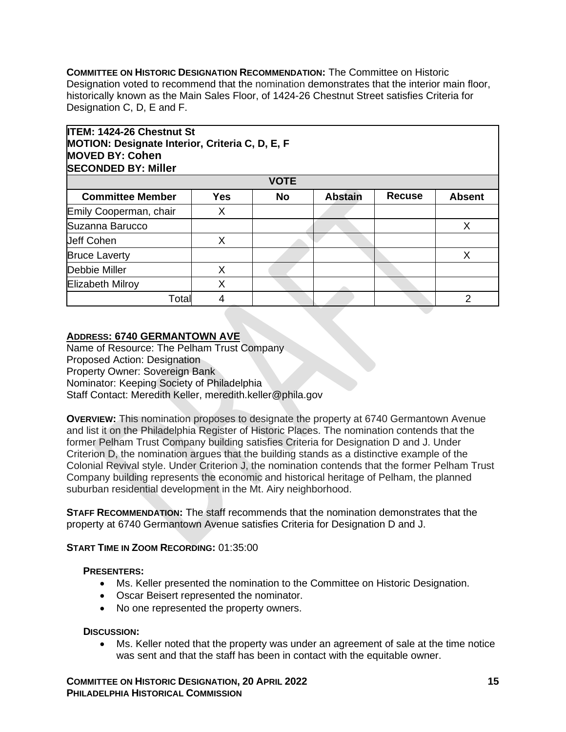**COMMITTEE ON HISTORIC DESIGNATION RECOMMENDATION:** The Committee on Historic Designation voted to recommend that the nomination demonstrates that the interior main floor, historically known as the Main Sales Floor, of 1424-26 Chestnut Street satisfies Criteria for Designation C, D, E and F.

**ITEM: 1424-26 Chestnut St**
**MOTION: Designate Interior, Criteria C, D, E, F**
**MOVED BY: Cohen**
**SECONDED BY: Miller**

| VOTE | | | | | |
|---|---|---|---|---|---|
| **Committee Member** | **Yes** | **No** | **Abstain** | **Recuse** | **Absent** |
| Emily Cooperman, chair | X | | | | |
| Suzanna Barucco | | | | | X |
| Jeff Cohen | X | | | | |
| Bruce Laverty | | | | | X |
| Debbie Miller | X | | | | |
| Elizabeth Milroy | X | | | | |
| Total | 4 | | | | 2 |

## ADDRESS: 6740 GERMANTOWN AVE

Name of Resource: The Pelham Trust Company
Proposed Action: Designation
Property Owner: Sovereign Bank
Nominator: Keeping Society of Philadelphia
Staff Contact: Meredith Keller, meredith.keller@phila.gov

**OVERVIEW:** This nomination proposes to designate the property at 6740 Germantown Avenue and list it on the Philadelphia Register of Historic Places. The nomination contends that the former Pelham Trust Company building satisfies Criteria for Designation D and J. Under Criterion D, the nomination argues that the building stands as a distinctive example of the Colonial Revival style. Under Criterion J, the nomination contends that the former Pelham Trust Company building represents the economic and historical heritage of Pelham, the planned suburban residential development in the Mt. Airy neighborhood.

**STAFF RECOMMENDATION:** The staff recommends that the nomination demonstrates that the property at 6740 Germantown Avenue satisfies Criteria for Designation D and J.

**START TIME IN ZOOM RECORDING:** 01:35:00

**PRESENTERS:**

- Ms. Keller presented the nomination to the Committee on Historic Designation.
- Oscar Beisert represented the nominator.
- No one represented the property owners.

**DISCUSSION:**

- Ms. Keller noted that the property was under an agreement of sale at the time notice was sent and that the staff has been in contact with the equitable owner.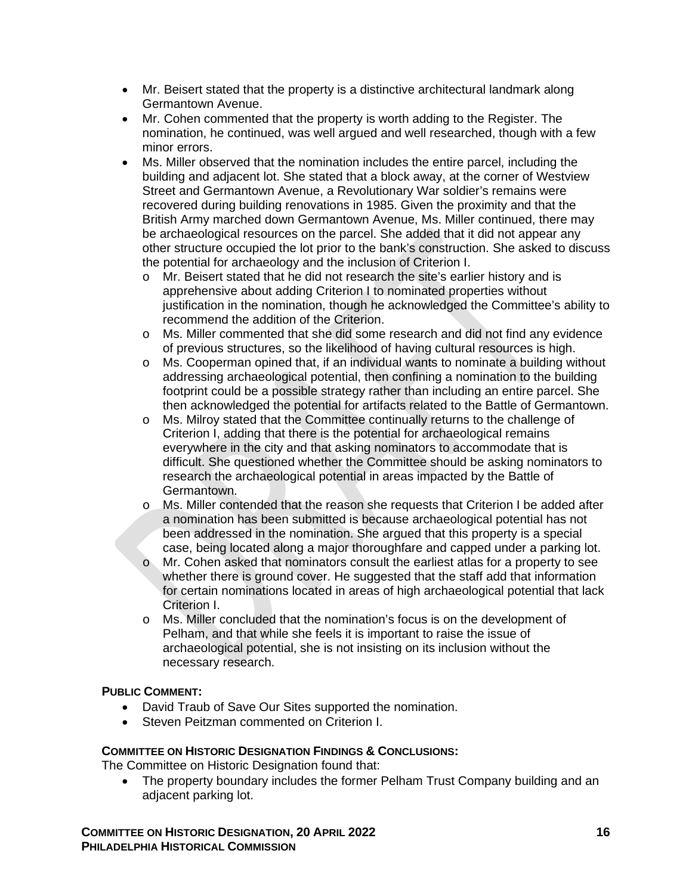- Mr. Beisert stated that the property is a distinctive architectural landmark along Germantown Avenue.
- Mr. Cohen commented that the property is worth adding to the Register. The nomination, he continued, was well argued and well researched, though with a few minor errors.
- Ms. Miller observed that the nomination includes the entire parcel, including the building and adjacent lot. She stated that a block away, at the corner of Westview Street and Germantown Avenue, a Revolutionary War soldier's remains were recovered during building renovations in 1985. Given the proximity and that the British Army marched down Germantown Avenue, Ms. Miller continued, there may be archaeological resources on the parcel. She added that it did not appear any other structure occupied the lot prior to the bank's construction. She asked to discuss the potential for archaeology and the inclusion of Criterion I.
    - Mr. Beisert stated that he did not research the site's earlier history and is apprehensive about adding Criterion I to nominated properties without justification in the nomination, though he acknowledged the Committee's ability to recommend the addition of the Criterion.
    - Ms. Miller commented that she did some research and did not find any evidence of previous structures, so the likelihood of having cultural resources is high.
    - Ms. Cooperman opined that, if an individual wants to nominate a building without addressing archaeological potential, then confining a nomination to the building footprint could be a possible strategy rather than including an entire parcel. She then acknowledged the potential for artifacts related to the Battle of Germantown.
    - Ms. Milroy stated that the Committee continually returns to the challenge of Criterion I, adding that there is the potential for archaeological remains everywhere in the city and that asking nominators to accommodate that is difficult. She questioned whether the Committee should be asking nominators to research the archaeological potential in areas impacted by the Battle of Germantown.
    - Ms. Miller contended that the reason she requests that Criterion I be added after a nomination has been submitted is because archaeological potential has not been addressed in the nomination. She argued that this property is a special case, being located along a major thoroughfare and capped under a parking lot.
    - Mr. Cohen asked that nominators consult the earliest atlas for a property to see whether there is ground cover. He suggested that the staff add that information for certain nominations located in areas of high archaeological potential that lack Criterion I.
    - Ms. Miller concluded that the nomination's focus is on the development of Pelham, and that while she feels it is important to raise the issue of archaeological potential, she is not insisting on its inclusion without the necessary research.

**PUBLIC COMMENT:**

- David Traub of Save Our Sites supported the nomination.
- Steven Peitzman commented on Criterion I.

**COMMITTEE ON HISTORIC DESIGNATION FINDINGS & CONCLUSIONS:**

The Committee on Historic Designation found that:

- The property boundary includes the former Pelham Trust Company building and an adjacent parking lot.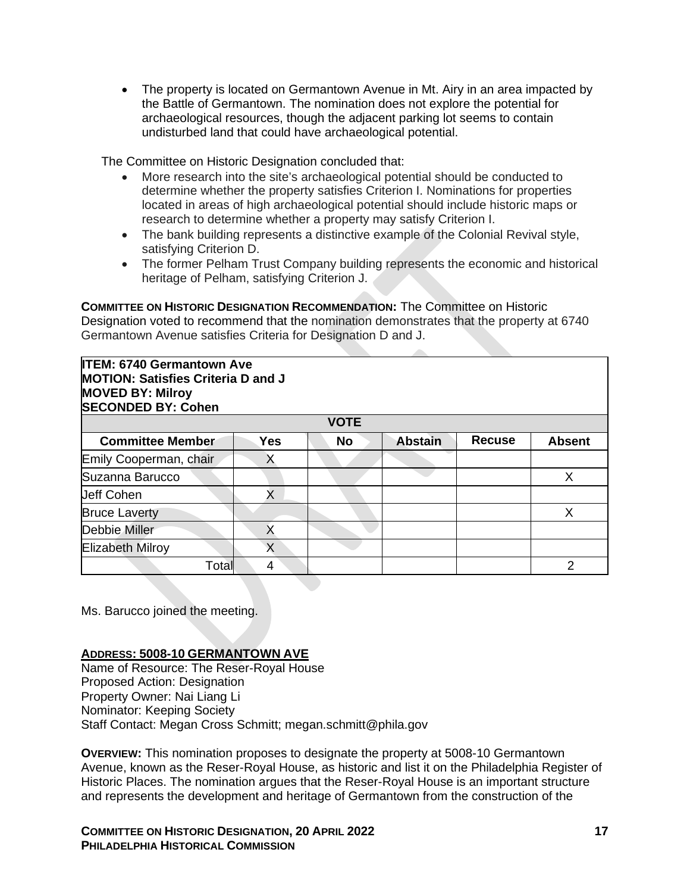- The property is located on Germantown Avenue in Mt. Airy in an area impacted by the Battle of Germantown. The nomination does not explore the potential for archaeological resources, though the adjacent parking lot seems to contain undisturbed land that could have archaeological potential.

The Committee on Historic Designation concluded that:

- More research into the site's archaeological potential should be conducted to determine whether the property satisfies Criterion I. Nominations for properties located in areas of high archaeological potential should include historic maps or research to determine whether a property may satisfy Criterion I.
- The bank building represents a distinctive example of the Colonial Revival style, satisfying Criterion D.
- The former Pelham Trust Company building represents the economic and historical heritage of Pelham, satisfying Criterion J.

**COMMITTEE ON HISTORIC DESIGNATION RECOMMENDATION:** The Committee on Historic Designation voted to recommend that the nomination demonstrates that the property at 6740 Germantown Avenue satisfies Criteria for Designation D and J.

**ITEM: 6740 Germantown Ave**
**MOTION: Satisfies Criteria D and J**
**MOVED BY: Milroy**
**SECONDED BY: Cohen**

| VOTE | | | | | |
|---|---|---|---|---|---|
| **Committee Member** | **Yes** | **No** | **Abstain** | **Recuse** | **Absent** |
| Emily Cooperman, chair | X | | | | |
| Suzanna Barucco | | | | | X |
| Jeff Cohen | X | | | | |
| Bruce Laverty | | | | | X |
| Debbie Miller | X | | | | |
| Elizabeth Milroy | X | | | | |
| Total | 4 | | | | 2 |

Ms. Barucco joined the meeting.

**ADDRESS: 5008-10 GERMANTOWN AVE**
Name of Resource: The Reser-Royal House
Proposed Action: Designation
Property Owner: Nai Liang Li
Nominator: Keeping Society
Staff Contact: Megan Cross Schmitt; megan.schmitt@phila.gov

**OVERVIEW:** This nomination proposes to designate the property at 5008-10 Germantown Avenue, known as the Reser-Royal House, as historic and list it on the Philadelphia Register of Historic Places. The nomination argues that the Reser-Royal House is an important structure and represents the development and heritage of Germantown from the construction of the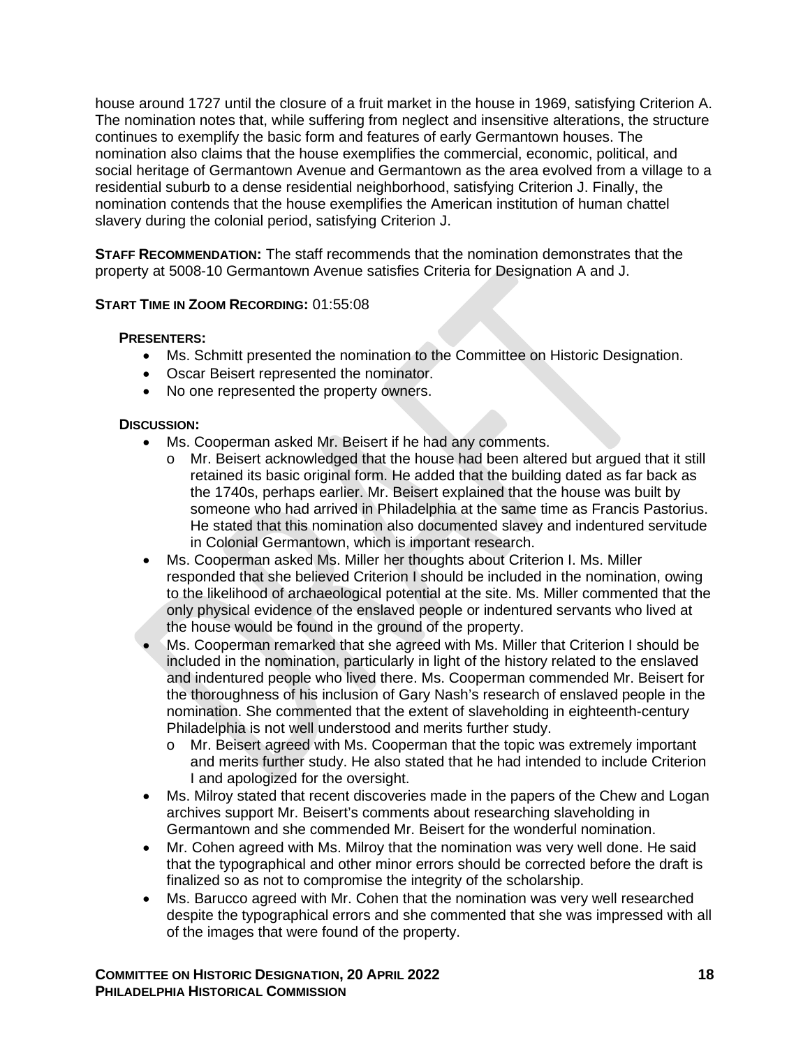house around 1727 until the closure of a fruit market in the house in 1969, satisfying Criterion A. The nomination notes that, while suffering from neglect and insensitive alterations, the structure continues to exemplify the basic form and features of early Germantown houses. The nomination also claims that the house exemplifies the commercial, economic, political, and social heritage of Germantown Avenue and Germantown as the area evolved from a village to a residential suburb to a dense residential neighborhood, satisfying Criterion J. Finally, the nomination contends that the house exemplifies the American institution of human chattel slavery during the colonial period, satisfying Criterion J.

**STAFF RECOMMENDATION:** The staff recommends that the nomination demonstrates that the property at 5008-10 Germantown Avenue satisfies Criteria for Designation A and J.

**START TIME IN ZOOM RECORDING:** 01:55:08

**PRESENTERS:**

- Ms. Schmitt presented the nomination to the Committee on Historic Designation.
- Oscar Beisert represented the nominator.
- No one represented the property owners.

**DISCUSSION:**

- Ms. Cooperman asked Mr. Beisert if he had any comments.
  - o Mr. Beisert acknowledged that the house had been altered but argued that it still retained its basic original form. He added that the building dated as far back as the 1740s, perhaps earlier. Mr. Beisert explained that the house was built by someone who had arrived in Philadelphia at the same time as Francis Pastorius. He stated that this nomination also documented slavey and indentured servitude in Colonial Germantown, which is important research.
- Ms. Cooperman asked Ms. Miller her thoughts about Criterion I. Ms. Miller responded that she believed Criterion I should be included in the nomination, owing to the likelihood of archaeological potential at the site. Ms. Miller commented that the only physical evidence of the enslaved people or indentured servants who lived at the house would be found in the ground of the property.
- Ms. Cooperman remarked that she agreed with Ms. Miller that Criterion I should be included in the nomination, particularly in light of the history related to the enslaved and indentured people who lived there. Ms. Cooperman commended Mr. Beisert for the thoroughness of his inclusion of Gary Nash's research of enslaved people in the nomination. She commented that the extent of slaveholding in eighteenth-century Philadelphia is not well understood and merits further study.
  - o Mr. Beisert agreed with Ms. Cooperman that the topic was extremely important and merits further study. He also stated that he had intended to include Criterion I and apologized for the oversight.
- Ms. Milroy stated that recent discoveries made in the papers of the Chew and Logan archives support Mr. Beisert's comments about researching slaveholding in Germantown and she commended Mr. Beisert for the wonderful nomination.
- Mr. Cohen agreed with Ms. Milroy that the nomination was very well done. He said that the typographical and other minor errors should be corrected before the draft is finalized so as not to compromise the integrity of the scholarship.
- Ms. Barucco agreed with Mr. Cohen that the nomination was very well researched despite the typographical errors and she commented that she was impressed with all of the images that were found of the property.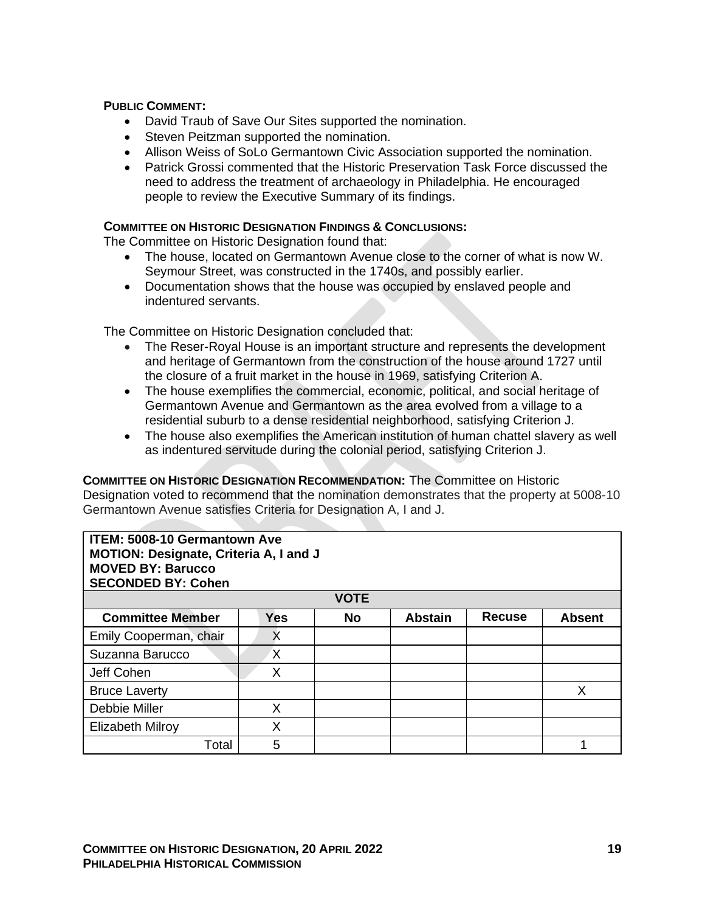**PUBLIC COMMENT:**

- David Traub of Save Our Sites supported the nomination.
- Steven Peitzman supported the nomination.
- Allison Weiss of SoLo Germantown Civic Association supported the nomination.
- Patrick Grossi commented that the Historic Preservation Task Force discussed the need to address the treatment of archaeology in Philadelphia. He encouraged people to review the Executive Summary of its findings.

**COMMITTEE ON HISTORIC DESIGNATION FINDINGS & CONCLUSIONS:**

The Committee on Historic Designation found that:

- The house, located on Germantown Avenue close to the corner of what is now W. Seymour Street, was constructed in the 1740s, and possibly earlier.
- Documentation shows that the house was occupied by enslaved people and indentured servants.

The Committee on Historic Designation concluded that:

- The Reser-Royal House is an important structure and represents the development and heritage of Germantown from the construction of the house around 1727 until the closure of a fruit market in the house in 1969, satisfying Criterion A.
- The house exemplifies the commercial, economic, political, and social heritage of Germantown Avenue and Germantown as the area evolved from a village to a residential suburb to a dense residential neighborhood, satisfying Criterion J.
- The house also exemplifies the American institution of human chattel slavery as well as indentured servitude during the colonial period, satisfying Criterion J.

**COMMITTEE ON HISTORIC DESIGNATION RECOMMENDATION:** The Committee on Historic Designation voted to recommend that the nomination demonstrates that the property at 5008-10 Germantown Avenue satisfies Criteria for Designation A, I and J.

**ITEM: 5008-10 Germantown Ave**
**MOTION: Designate, Criteria A, I and J**
**MOVED BY: Barucco**
**SECONDED BY: Cohen**

| VOTE | | | | | |
|---|---|---|---|---|---|
| **Committee Member** | **Yes** | **No** | **Abstain** | **Recuse** | **Absent** |
| Emily Cooperman, chair | X | | | | |
| Suzanna Barucco | X | | | | |
| Jeff Cohen | X | | | | |
| Bruce Laverty | | | | | X |
| Debbie Miller | X | | | | |
| Elizabeth Milroy | X | | | | |
| Total | 5 | | | | 1 |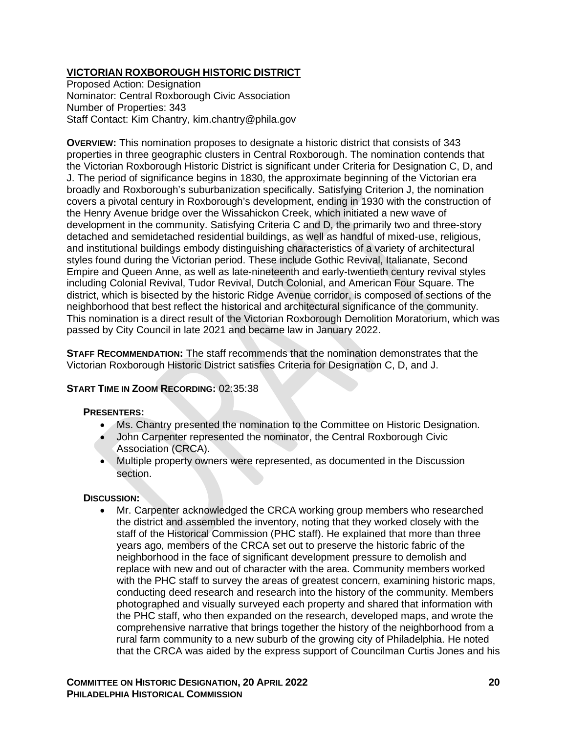**VICTORIAN ROXBOROUGH HISTORIC DISTRICT**
Proposed Action: Designation
Nominator: Central Roxborough Civic Association
Number of Properties: 343
Staff Contact: Kim Chantry, kim.chantry@phila.gov

**OVERVIEW:** This nomination proposes to designate a historic district that consists of 343 properties in three geographic clusters in Central Roxborough. The nomination contends that the Victorian Roxborough Historic District is significant under Criteria for Designation C, D, and J. The period of significance begins in 1830, the approximate beginning of the Victorian era broadly and Roxborough's suburbanization specifically. Satisfying Criterion J, the nomination covers a pivotal century in Roxborough's development, ending in 1930 with the construction of the Henry Avenue bridge over the Wissahickon Creek, which initiated a new wave of development in the community. Satisfying Criteria C and D, the primarily two and three-story detached and semidetached residential buildings, as well as handful of mixed-use, religious, and institutional buildings embody distinguishing characteristics of a variety of architectural styles found during the Victorian period. These include Gothic Revival, Italianate, Second Empire and Queen Anne, as well as late-nineteenth and early-twentieth century revival styles including Colonial Revival, Tudor Revival, Dutch Colonial, and American Four Square. The district, which is bisected by the historic Ridge Avenue corridor, is composed of sections of the neighborhood that best reflect the historical and architectural significance of the community. This nomination is a direct result of the Victorian Roxborough Demolition Moratorium, which was passed by City Council in late 2021 and became law in January 2022.

**STAFF RECOMMENDATION:** The staff recommends that the nomination demonstrates that the Victorian Roxborough Historic District satisfies Criteria for Designation C, D, and J.

**START TIME IN ZOOM RECORDING:** 02:35:38

**PRESENTERS:**

- Ms. Chantry presented the nomination to the Committee on Historic Designation.
- John Carpenter represented the nominator, the Central Roxborough Civic Association (CRCA).
- Multiple property owners were represented, as documented in the Discussion section.

**DISCUSSION:**

- Mr. Carpenter acknowledged the CRCA working group members who researched the district and assembled the inventory, noting that they worked closely with the staff of the Historical Commission (PHC staff). He explained that more than three years ago, members of the CRCA set out to preserve the historic fabric of the neighborhood in the face of significant development pressure to demolish and replace with new and out of character with the area. Community members worked with the PHC staff to survey the areas of greatest concern, examining historic maps, conducting deed research and research into the history of the community. Members photographed and visually surveyed each property and shared that information with the PHC staff, who then expanded on the research, developed maps, and wrote the comprehensive narrative that brings together the history of the neighborhood from a rural farm community to a new suburb of the growing city of Philadelphia. He noted that the CRCA was aided by the express support of Councilman Curtis Jones and his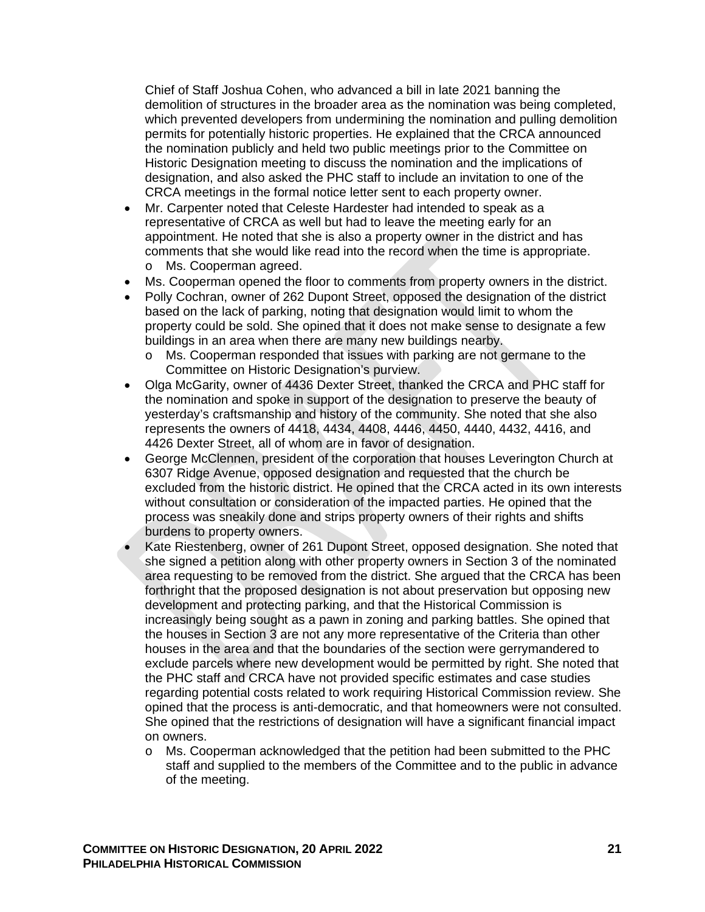Chief of Staff Joshua Cohen, who advanced a bill in late 2021 banning the demolition of structures in the broader area as the nomination was being completed, which prevented developers from undermining the nomination and pulling demolition permits for potentially historic properties. He explained that the CRCA announced the nomination publicly and held two public meetings prior to the Committee on Historic Designation meeting to discuss the nomination and the implications of designation, and also asked the PHC staff to include an invitation to one of the CRCA meetings in the formal notice letter sent to each property owner.

- Mr. Carpenter noted that Celeste Hardester had intended to speak as a representative of CRCA as well but had to leave the meeting early for an appointment. He noted that she is also a property owner in the district and has comments that she would like read into the record when the time is appropriate.
  - Ms. Cooperman agreed.
- Ms. Cooperman opened the floor to comments from property owners in the district.
- Polly Cochran, owner of 262 Dupont Street, opposed the designation of the district based on the lack of parking, noting that designation would limit to whom the property could be sold. She opined that it does not make sense to designate a few buildings in an area when there are many new buildings nearby.
  - Ms. Cooperman responded that issues with parking are not germane to the Committee on Historic Designation's purview.
- Olga McGarity, owner of 4436 Dexter Street, thanked the CRCA and PHC staff for the nomination and spoke in support of the designation to preserve the beauty of yesterday's craftsmanship and history of the community. She noted that she also represents the owners of 4418, 4434, 4408, 4446, 4450, 4440, 4432, 4416, and 4426 Dexter Street, all of whom are in favor of designation.
- George McClennen, president of the corporation that houses Leverington Church at 6307 Ridge Avenue, opposed designation and requested that the church be excluded from the historic district. He opined that the CRCA acted in its own interests without consultation or consideration of the impacted parties. He opined that the process was sneakily done and strips property owners of their rights and shifts burdens to property owners.
- Kate Riestenberg, owner of 261 Dupont Street, opposed designation. She noted that she signed a petition along with other property owners in Section 3 of the nominated area requesting to be removed from the district. She argued that the CRCA has been forthright that the proposed designation is not about preservation but opposing new development and protecting parking, and that the Historical Commission is increasingly being sought as a pawn in zoning and parking battles. She opined that the houses in Section 3 are not any more representative of the Criteria than other houses in the area and that the boundaries of the section were gerrymandered to exclude parcels where new development would be permitted by right. She noted that the PHC staff and CRCA have not provided specific estimates and case studies regarding potential costs related to work requiring Historical Commission review. She opined that the process is anti-democratic, and that homeowners were not consulted. She opined that the restrictions of designation will have a significant financial impact on owners.
  - Ms. Cooperman acknowledged that the petition had been submitted to the PHC staff and supplied to the members of the Committee and to the public in advance of the meeting.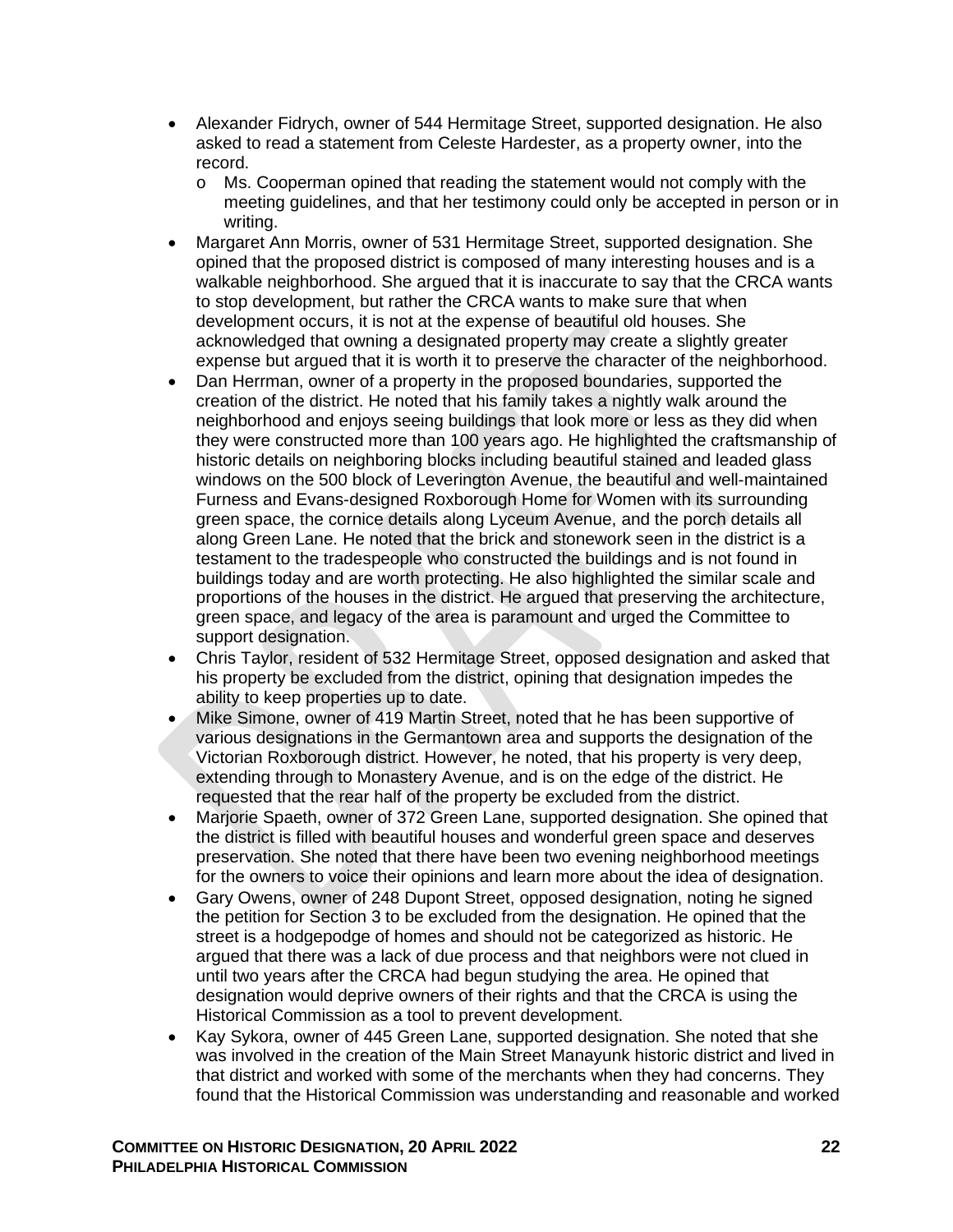- Alexander Fidrych, owner of 544 Hermitage Street, supported designation. He also asked to read a statement from Celeste Hardester, as a property owner, into the record.
    - Ms. Cooperman opined that reading the statement would not comply with the meeting guidelines, and that her testimony could only be accepted in person or in writing.
- Margaret Ann Morris, owner of 531 Hermitage Street, supported designation. She opined that the proposed district is composed of many interesting houses and is a walkable neighborhood. She argued that it is inaccurate to say that the CRCA wants to stop development, but rather the CRCA wants to make sure that when development occurs, it is not at the expense of beautiful old houses. She acknowledged that owning a designated property may create a slightly greater expense but argued that it is worth it to preserve the character of the neighborhood.
- Dan Herrman, owner of a property in the proposed boundaries, supported the creation of the district. He noted that his family takes a nightly walk around the neighborhood and enjoys seeing buildings that look more or less as they did when they were constructed more than 100 years ago. He highlighted the craftsmanship of historic details on neighboring blocks including beautiful stained and leaded glass windows on the 500 block of Leverington Avenue, the beautiful and well-maintained Furness and Evans-designed Roxborough Home for Women with its surrounding green space, the cornice details along Lyceum Avenue, and the porch details all along Green Lane. He noted that the brick and stonework seen in the district is a testament to the tradespeople who constructed the buildings and is not found in buildings today and are worth protecting. He also highlighted the similar scale and proportions of the houses in the district. He argued that preserving the architecture, green space, and legacy of the area is paramount and urged the Committee to support designation.
- Chris Taylor, resident of 532 Hermitage Street, opposed designation and asked that his property be excluded from the district, opining that designation impedes the ability to keep properties up to date.
- Mike Simone, owner of 419 Martin Street, noted that he has been supportive of various designations in the Germantown area and supports the designation of the Victorian Roxborough district. However, he noted, that his property is very deep, extending through to Monastery Avenue, and is on the edge of the district. He requested that the rear half of the property be excluded from the district.
- Marjorie Spaeth, owner of 372 Green Lane, supported designation. She opined that the district is filled with beautiful houses and wonderful green space and deserves preservation. She noted that there have been two evening neighborhood meetings for the owners to voice their opinions and learn more about the idea of designation.
- Gary Owens, owner of 248 Dupont Street, opposed designation, noting he signed the petition for Section 3 to be excluded from the designation. He opined that the street is a hodgepodge of homes and should not be categorized as historic. He argued that there was a lack of due process and that neighbors were not clued in until two years after the CRCA had begun studying the area. He opined that designation would deprive owners of their rights and that the CRCA is using the Historical Commission as a tool to prevent development.
- Kay Sykora, owner of 445 Green Lane, supported designation. She noted that she was involved in the creation of the Main Street Manayunk historic district and lived in that district and worked with some of the merchants when they had concerns. They found that the Historical Commission was understanding and reasonable and worked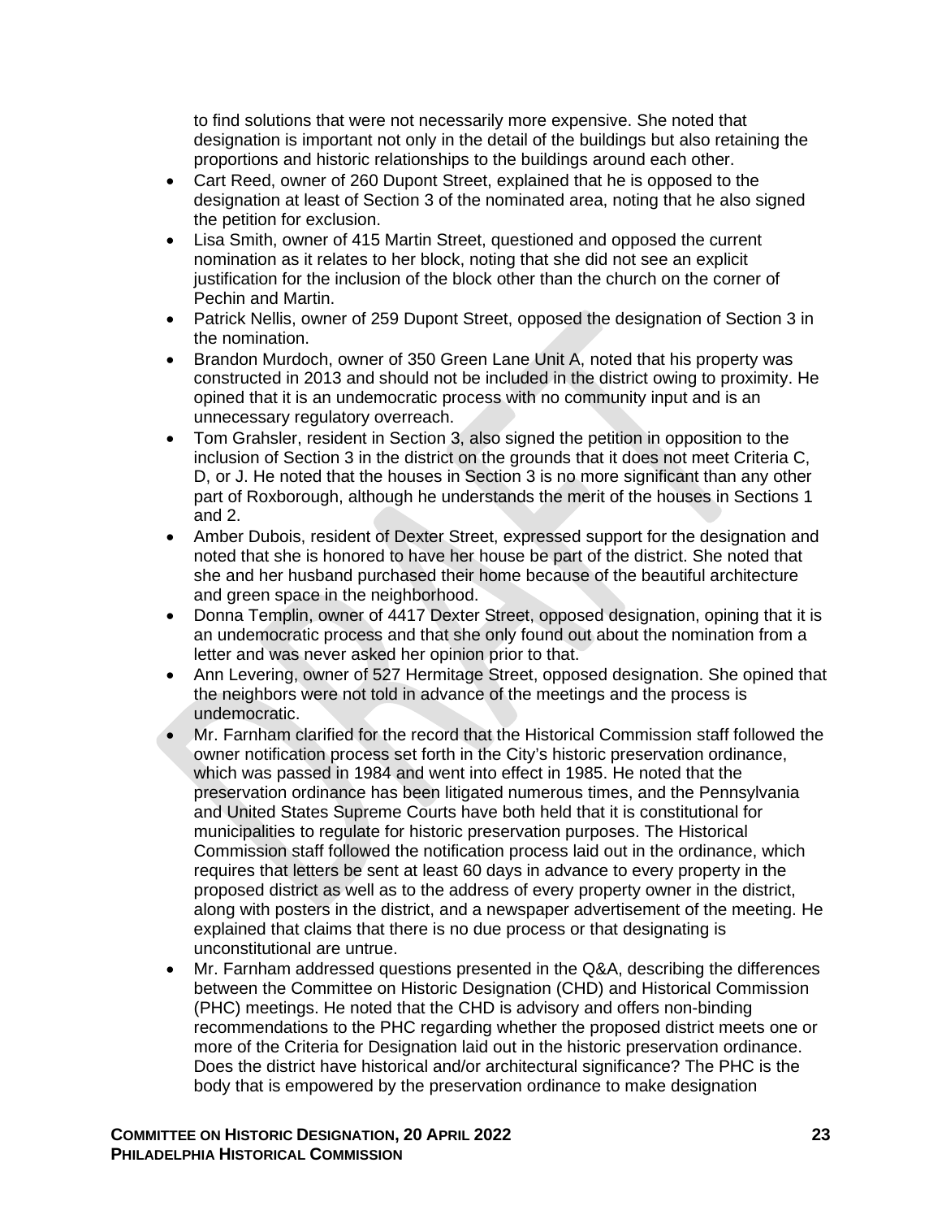to find solutions that were not necessarily more expensive. She noted that designation is important not only in the detail of the buildings but also retaining the proportions and historic relationships to the buildings around each other.

- Cart Reed, owner of 260 Dupont Street, explained that he is opposed to the designation at least of Section 3 of the nominated area, noting that he also signed the petition for exclusion.
- Lisa Smith, owner of 415 Martin Street, questioned and opposed the current nomination as it relates to her block, noting that she did not see an explicit justification for the inclusion of the block other than the church on the corner of Pechin and Martin.
- Patrick Nellis, owner of 259 Dupont Street, opposed the designation of Section 3 in the nomination.
- Brandon Murdoch, owner of 350 Green Lane Unit A, noted that his property was constructed in 2013 and should not be included in the district owing to proximity. He opined that it is an undemocratic process with no community input and is an unnecessary regulatory overreach.
- Tom Grahsler, resident in Section 3, also signed the petition in opposition to the inclusion of Section 3 in the district on the grounds that it does not meet Criteria C, D, or J. He noted that the houses in Section 3 is no more significant than any other part of Roxborough, although he understands the merit of the houses in Sections 1 and 2.
- Amber Dubois, resident of Dexter Street, expressed support for the designation and noted that she is honored to have her house be part of the district. She noted that she and her husband purchased their home because of the beautiful architecture and green space in the neighborhood.
- Donna Templin, owner of 4417 Dexter Street, opposed designation, opining that it is an undemocratic process and that she only found out about the nomination from a letter and was never asked her opinion prior to that.
- Ann Levering, owner of 527 Hermitage Street, opposed designation. She opined that the neighbors were not told in advance of the meetings and the process is undemocratic.
- Mr. Farnham clarified for the record that the Historical Commission staff followed the owner notification process set forth in the City's historic preservation ordinance, which was passed in 1984 and went into effect in 1985. He noted that the preservation ordinance has been litigated numerous times, and the Pennsylvania and United States Supreme Courts have both held that it is constitutional for municipalities to regulate for historic preservation purposes. The Historical Commission staff followed the notification process laid out in the ordinance, which requires that letters be sent at least 60 days in advance to every property in the proposed district as well as to the address of every property owner in the district, along with posters in the district, and a newspaper advertisement of the meeting. He explained that claims that there is no due process or that designating is unconstitutional are untrue.
- Mr. Farnham addressed questions presented in the Q&A, describing the differences between the Committee on Historic Designation (CHD) and Historical Commission (PHC) meetings. He noted that the CHD is advisory and offers non-binding recommendations to the PHC regarding whether the proposed district meets one or more of the Criteria for Designation laid out in the historic preservation ordinance. Does the district have historical and/or architectural significance? The PHC is the body that is empowered by the preservation ordinance to make designation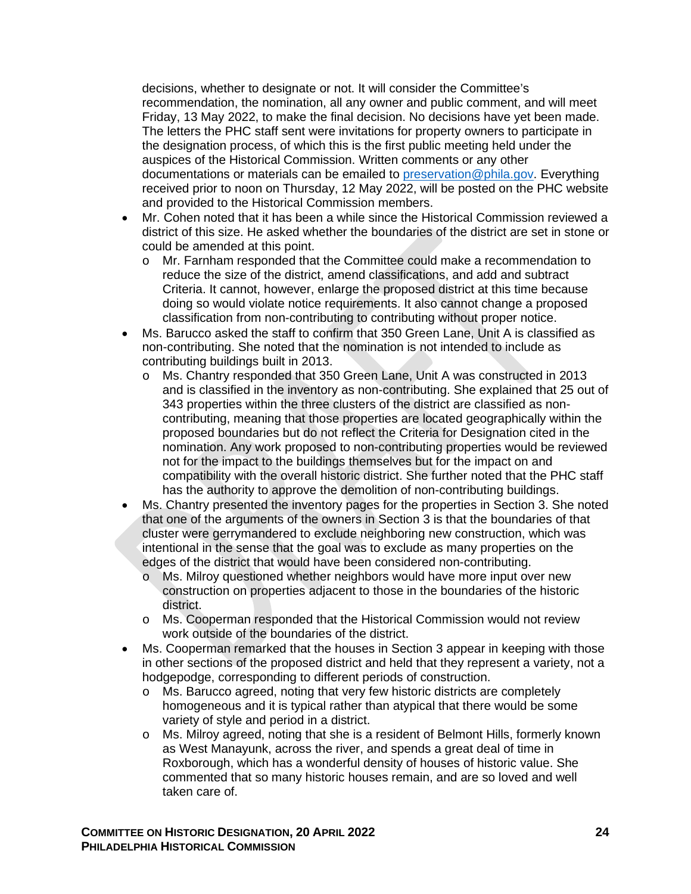decisions, whether to designate or not. It will consider the Committee's recommendation, the nomination, all any owner and public comment, and will meet Friday, 13 May 2022, to make the final decision. No decisions have yet been made. The letters the PHC staff sent were invitations for property owners to participate in the designation process, of which this is the first public meeting held under the auspices of the Historical Commission. Written comments or any other documentations or materials can be emailed to preservation@phila.gov. Everything received prior to noon on Thursday, 12 May 2022, will be posted on the PHC website and provided to the Historical Commission members.

- Mr. Cohen noted that it has been a while since the Historical Commission reviewed a district of this size. He asked whether the boundaries of the district are set in stone or could be amended at this point.
  - Mr. Farnham responded that the Committee could make a recommendation to reduce the size of the district, amend classifications, and add and subtract Criteria. It cannot, however, enlarge the proposed district at this time because doing so would violate notice requirements. It also cannot change a proposed classification from non-contributing to contributing without proper notice.
- Ms. Barucco asked the staff to confirm that 350 Green Lane, Unit A is classified as non-contributing. She noted that the nomination is not intended to include as contributing buildings built in 2013.
  - Ms. Chantry responded that 350 Green Lane, Unit A was constructed in 2013 and is classified in the inventory as non-contributing. She explained that 25 out of 343 properties within the three clusters of the district are classified as non-contributing, meaning that those properties are located geographically within the proposed boundaries but do not reflect the Criteria for Designation cited in the nomination. Any work proposed to non-contributing properties would be reviewed not for the impact to the buildings themselves but for the impact on and compatibility with the overall historic district. She further noted that the PHC staff has the authority to approve the demolition of non-contributing buildings.
- Ms. Chantry presented the inventory pages for the properties in Section 3. She noted that one of the arguments of the owners in Section 3 is that the boundaries of that cluster were gerrymandered to exclude neighboring new construction, which was intentional in the sense that the goal was to exclude as many properties on the edges of the district that would have been considered non-contributing.
  - Ms. Milroy questioned whether neighbors would have more input over new construction on properties adjacent to those in the boundaries of the historic district.
  - Ms. Cooperman responded that the Historical Commission would not review work outside of the boundaries of the district.
- Ms. Cooperman remarked that the houses in Section 3 appear in keeping with those in other sections of the proposed district and held that they represent a variety, not a hodgepodge, corresponding to different periods of construction.
  - Ms. Barucco agreed, noting that very few historic districts are completely homogeneous and it is typical rather than atypical that there would be some variety of style and period in a district.
  - Ms. Milroy agreed, noting that she is a resident of Belmont Hills, formerly known as West Manayunk, across the river, and spends a great deal of time in Roxborough, which has a wonderful density of houses of historic value. She commented that so many historic houses remain, and are so loved and well taken care of.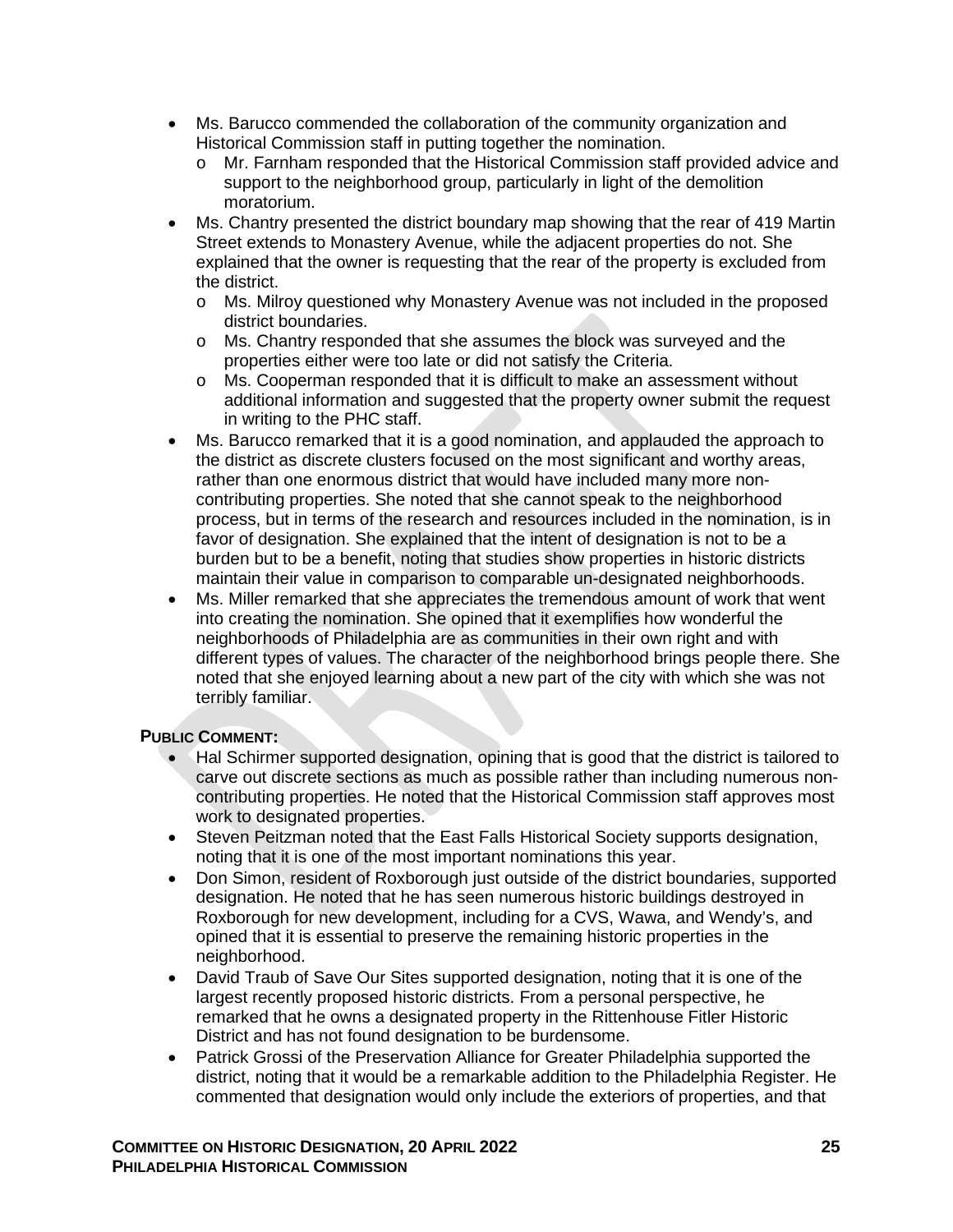- Ms. Barucco commended the collaboration of the community organization and Historical Commission staff in putting together the nomination.
  - Mr. Farnham responded that the Historical Commission staff provided advice and support to the neighborhood group, particularly in light of the demolition moratorium.
- Ms. Chantry presented the district boundary map showing that the rear of 419 Martin Street extends to Monastery Avenue, while the adjacent properties do not. She explained that the owner is requesting that the rear of the property is excluded from the district.
  - Ms. Milroy questioned why Monastery Avenue was not included in the proposed district boundaries.
  - Ms. Chantry responded that she assumes the block was surveyed and the properties either were too late or did not satisfy the Criteria.
  - Ms. Cooperman responded that it is difficult to make an assessment without additional information and suggested that the property owner submit the request in writing to the PHC staff.
- Ms. Barucco remarked that it is a good nomination, and applauded the approach to the district as discrete clusters focused on the most significant and worthy areas, rather than one enormous district that would have included many more non-contributing properties. She noted that she cannot speak to the neighborhood process, but in terms of the research and resources included in the nomination, is in favor of designation. She explained that the intent of designation is not to be a burden but to be a benefit, noting that studies show properties in historic districts maintain their value in comparison to comparable un-designated neighborhoods.
- Ms. Miller remarked that she appreciates the tremendous amount of work that went into creating the nomination. She opined that it exemplifies how wonderful the neighborhoods of Philadelphia are as communities in their own right and with different types of values. The character of the neighborhood brings people there. She noted that she enjoyed learning about a new part of the city with which she was not terribly familiar.

**PUBLIC COMMENT:**

- Hal Schirmer supported designation, opining that is good that the district is tailored to carve out discrete sections as much as possible rather than including numerous non-contributing properties. He noted that the Historical Commission staff approves most work to designated properties.
- Steven Peitzman noted that the East Falls Historical Society supports designation, noting that it is one of the most important nominations this year.
- Don Simon, resident of Roxborough just outside of the district boundaries, supported designation. He noted that he has seen numerous historic buildings destroyed in Roxborough for new development, including for a CVS, Wawa, and Wendy's, and opined that it is essential to preserve the remaining historic properties in the neighborhood.
- David Traub of Save Our Sites supported designation, noting that it is one of the largest recently proposed historic districts. From a personal perspective, he remarked that he owns a designated property in the Rittenhouse Fitler Historic District and has not found designation to be burdensome.
- Patrick Grossi of the Preservation Alliance for Greater Philadelphia supported the district, noting that it would be a remarkable addition to the Philadelphia Register. He commented that designation would only include the exteriors of properties, and that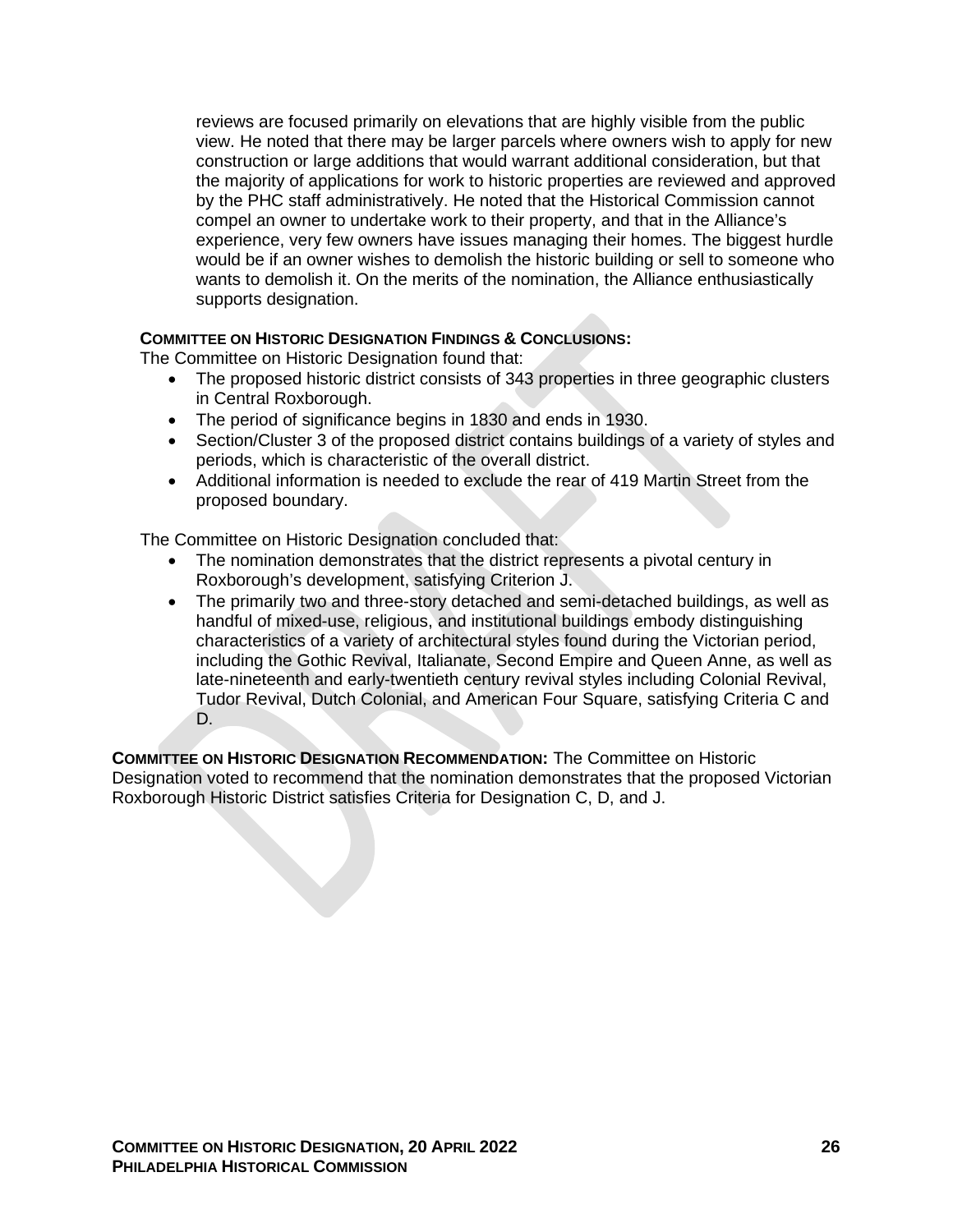reviews are focused primarily on elevations that are highly visible from the public view. He noted that there may be larger parcels where owners wish to apply for new construction or large additions that would warrant additional consideration, but that the majority of applications for work to historic properties are reviewed and approved by the PHC staff administratively. He noted that the Historical Commission cannot compel an owner to undertake work to their property, and that in the Alliance's experience, very few owners have issues managing their homes. The biggest hurdle would be if an owner wishes to demolish the historic building or sell to someone who wants to demolish it. On the merits of the nomination, the Alliance enthusiastically supports designation.

**COMMITTEE ON HISTORIC DESIGNATION FINDINGS & CONCLUSIONS:**

The Committee on Historic Designation found that:

- The proposed historic district consists of 343 properties in three geographic clusters in Central Roxborough.
- The period of significance begins in 1830 and ends in 1930.
- Section/Cluster 3 of the proposed district contains buildings of a variety of styles and periods, which is characteristic of the overall district.
- Additional information is needed to exclude the rear of 419 Martin Street from the proposed boundary.

The Committee on Historic Designation concluded that:

- The nomination demonstrates that the district represents a pivotal century in Roxborough's development, satisfying Criterion J.
- The primarily two and three-story detached and semi-detached buildings, as well as handful of mixed-use, religious, and institutional buildings embody distinguishing characteristics of a variety of architectural styles found during the Victorian period, including the Gothic Revival, Italianate, Second Empire and Queen Anne, as well as late-nineteenth and early-twentieth century revival styles including Colonial Revival, Tudor Revival, Dutch Colonial, and American Four Square, satisfying Criteria C and D.

**COMMITTEE ON HISTORIC DESIGNATION RECOMMENDATION:** The Committee on Historic Designation voted to recommend that the nomination demonstrates that the proposed Victorian Roxborough Historic District satisfies Criteria for Designation C, D, and J.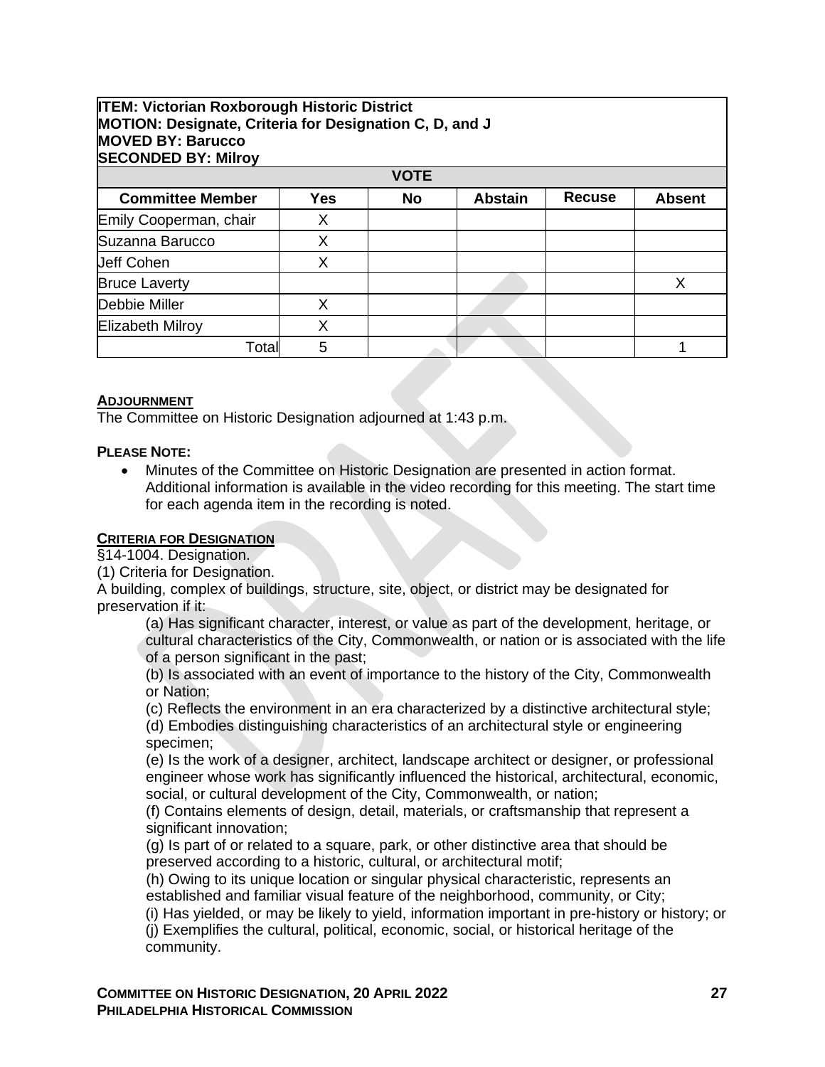**ITEM: Victorian Roxborough Historic District**
**MOTION: Designate, Criteria for Designation C, D, and J**
**MOVED BY: Barucco**
**SECONDED BY: Milroy**

| VOTE | | | | | |
|---|---|---|---|---|---|
| **Committee Member** | **Yes** | **No** | **Abstain** | **Recuse** | **Absent** |
| Emily Cooperman, chair | X | | | | |
| Suzanna Barucco | X | | | | |
| Jeff Cohen | X | | | | |
| Bruce Laverty | | | | | X |
| Debbie Miller | X | | | | |
| Elizabeth Milroy | X | | | | |
| Total | 5 | | | | 1 |

**ADJOURNMENT**

The Committee on Historic Designation adjourned at 1:43 p.m.

**PLEASE NOTE:**

- Minutes of the Committee on Historic Designation are presented in action format. Additional information is available in the video recording for this meeting. The start time for each agenda item in the recording is noted.

**CRITERIA FOR DESIGNATION**

§14-1004. Designation.

(1) Criteria for Designation.

A building, complex of buildings, structure, site, object, or district may be designated for preservation if it:

(a) Has significant character, interest, or value as part of the development, heritage, or cultural characteristics of the City, Commonwealth, or nation or is associated with the life of a person significant in the past;

(b) Is associated with an event of importance to the history of the City, Commonwealth or Nation;

(c) Reflects the environment in an era characterized by a distinctive architectural style;

(d) Embodies distinguishing characteristics of an architectural style or engineering specimen;

(e) Is the work of a designer, architect, landscape architect or designer, or professional engineer whose work has significantly influenced the historical, architectural, economic, social, or cultural development of the City, Commonwealth, or nation;

(f) Contains elements of design, detail, materials, or craftsmanship that represent a significant innovation;

(g) Is part of or related to a square, park, or other distinctive area that should be preserved according to a historic, cultural, or architectural motif;

(h) Owing to its unique location or singular physical characteristic, represents an established and familiar visual feature of the neighborhood, community, or City;

(i) Has yielded, or may be likely to yield, information important in pre-history or history; or

(j) Exemplifies the cultural, political, economic, social, or historical heritage of the community.